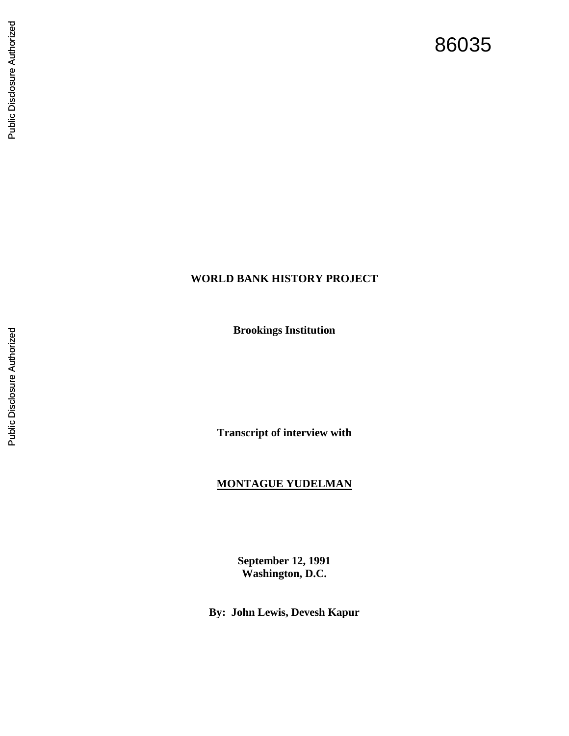86035

**WORLD BANK HISTORY PROJECT**

**Brookings Institution**

**Transcript of interview with**

**MONTAGUE YUDELMAN**

**September 12, 1991**
**Washington, D.C.**

**By: John Lewis, Devesh Kapur**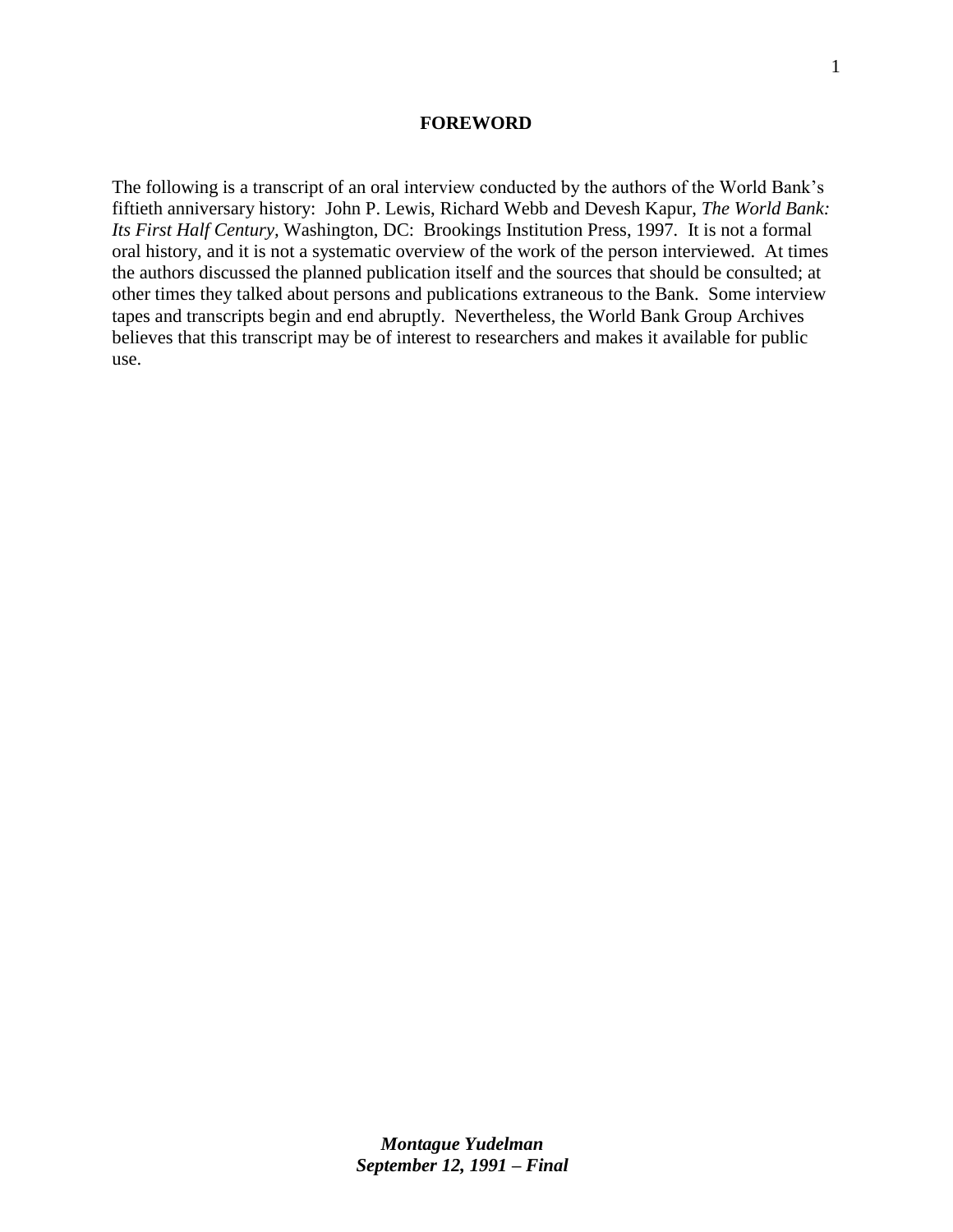**FOREWORD**

The following is a transcript of an oral interview conducted by the authors of the World Bank's fiftieth anniversary history: John P. Lewis, Richard Webb and Devesh Kapur, *The World Bank: Its First Half Century,* Washington, DC: Brookings Institution Press, 1997. It is not a formal oral history, and it is not a systematic overview of the work of the person interviewed. At times the authors discussed the planned publication itself and the sources that should be consulted; at other times they talked about persons and publications extraneous to the Bank. Some interview tapes and transcripts begin and end abruptly. Nevertheless, the World Bank Group Archives believes that this transcript may be of interest to researchers and makes it available for public use.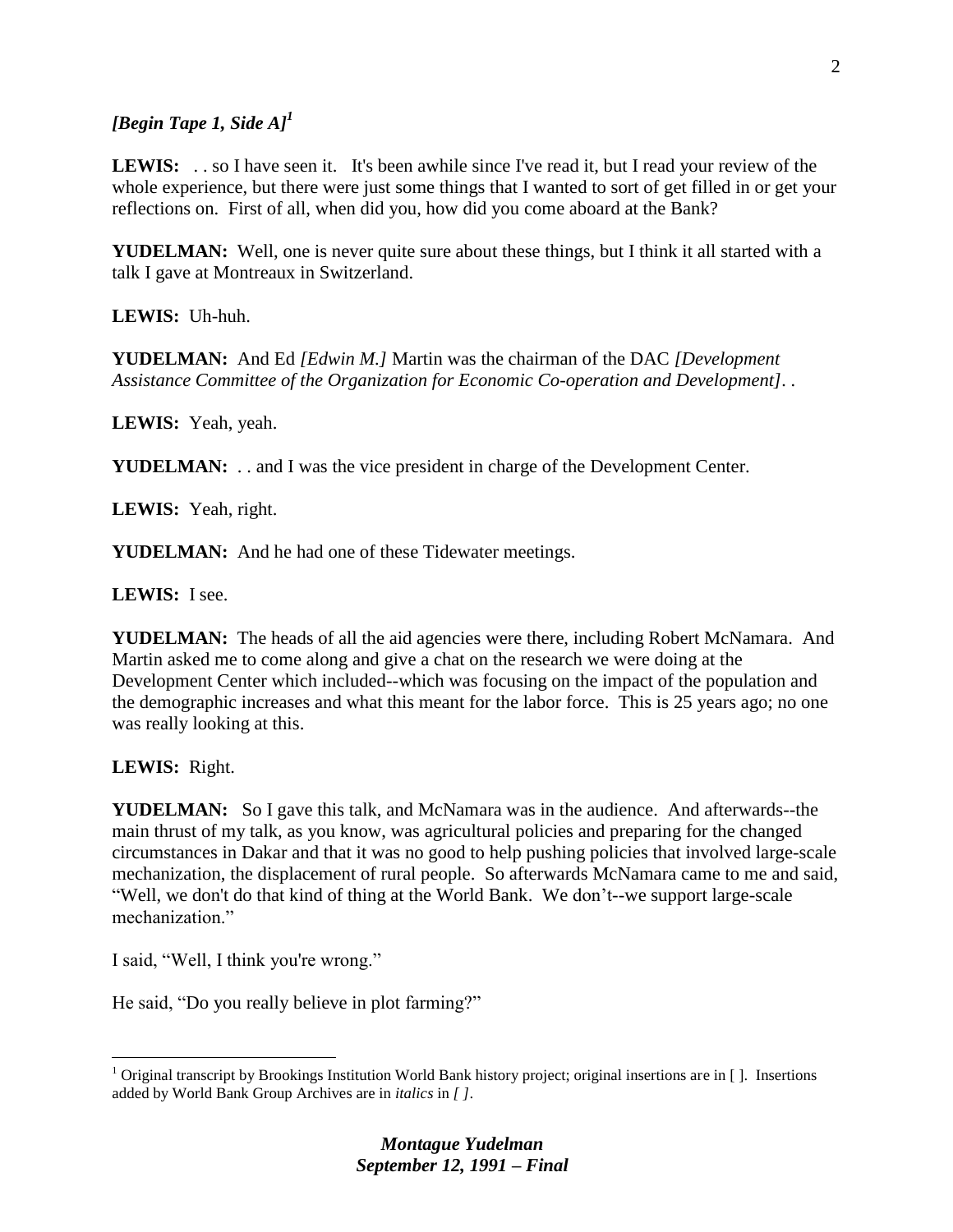***[Begin Tape 1, Side A]***[1]

**LEWIS:** . . so I have seen it. It's been awhile since I've read it, but I read your review of the whole experience, but there were just some things that I wanted to sort of get filled in or get your reflections on. First of all, when did you, how did you come aboard at the Bank?

**YUDELMAN:** Well, one is never quite sure about these things, but I think it all started with a talk I gave at Montreaux in Switzerland.

**LEWIS:** Uh-huh.

**YUDELMAN:** And Ed *[Edwin M.]* Martin was the chairman of the DAC *[Development Assistance Committee of the Organization for Economic Co-operation and Development]*. .

**LEWIS:** Yeah, yeah.

**YUDELMAN:** . . and I was the vice president in charge of the Development Center.

**LEWIS:** Yeah, right.

**YUDELMAN:** And he had one of these Tidewater meetings.

**LEWIS:** I see.

**YUDELMAN:** The heads of all the aid agencies were there, including Robert McNamara. And Martin asked me to come along and give a chat on the research we were doing at the Development Center which included--which was focusing on the impact of the population and the demographic increases and what this meant for the labor force. This is 25 years ago; no one was really looking at this.

**LEWIS:** Right.

**YUDELMAN:** So I gave this talk, and McNamara was in the audience. And afterwards--the main thrust of my talk, as you know, was agricultural policies and preparing for the changed circumstances in Dakar and that it was no good to help pushing policies that involved large-scale mechanization, the displacement of rural people. So afterwards McNamara came to me and said, "Well, we don't do that kind of thing at the World Bank. We don't--we support large-scale mechanization."

I said, "Well, I think you're wrong."

He said, "Do you really believe in plot farming?"

[1] Original transcript by Brookings Institution World Bank history project; original insertions are in [ ]. Insertions added by World Bank Group Archives are in *italics* in *[ ]*.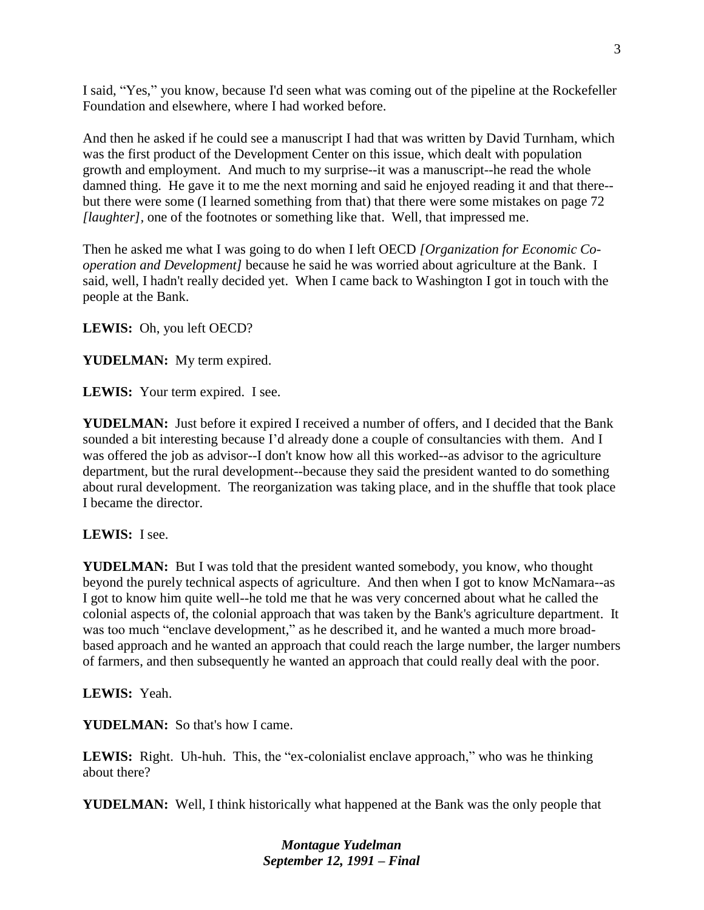I said, "Yes," you know, because I'd seen what was coming out of the pipeline at the Rockefeller Foundation and elsewhere, where I had worked before.

And then he asked if he could see a manuscript I had that was written by David Turnham, which was the first product of the Development Center on this issue, which dealt with population growth and employment. And much to my surprise--it was a manuscript--he read the whole damned thing. He gave it to me the next morning and said he enjoyed reading it and that there--but there were some (I learned something from that) that there were some mistakes on page 72 *[laughter]*, one of the footnotes or something like that. Well, that impressed me.

Then he asked me what I was going to do when I left OECD *[Organization for Economic Co-operation and Development]* because he said he was worried about agriculture at the Bank. I said, well, I hadn't really decided yet. When I came back to Washington I got in touch with the people at the Bank.

**LEWIS:** Oh, you left OECD?

**YUDELMAN:** My term expired.

**LEWIS:** Your term expired. I see.

**YUDELMAN:** Just before it expired I received a number of offers, and I decided that the Bank sounded a bit interesting because I'd already done a couple of consultancies with them. And I was offered the job as advisor--I don't know how all this worked--as advisor to the agriculture department, but the rural development--because they said the president wanted to do something about rural development. The reorganization was taking place, and in the shuffle that took place I became the director.

**LEWIS:** I see.

**YUDELMAN:** But I was told that the president wanted somebody, you know, who thought beyond the purely technical aspects of agriculture. And then when I got to know McNamara--as I got to know him quite well--he told me that he was very concerned about what he called the colonial aspects of, the colonial approach that was taken by the Bank's agriculture department. It was too much "enclave development," as he described it, and he wanted a much more broad-based approach and he wanted an approach that could reach the large number, the larger numbers of farmers, and then subsequently he wanted an approach that could really deal with the poor.

**LEWIS:** Yeah.

**YUDELMAN:** So that's how I came.

**LEWIS:** Right. Uh-huh. This, the "ex-colonialist enclave approach," who was he thinking about there?

**YUDELMAN:** Well, I think historically what happened at the Bank was the only people that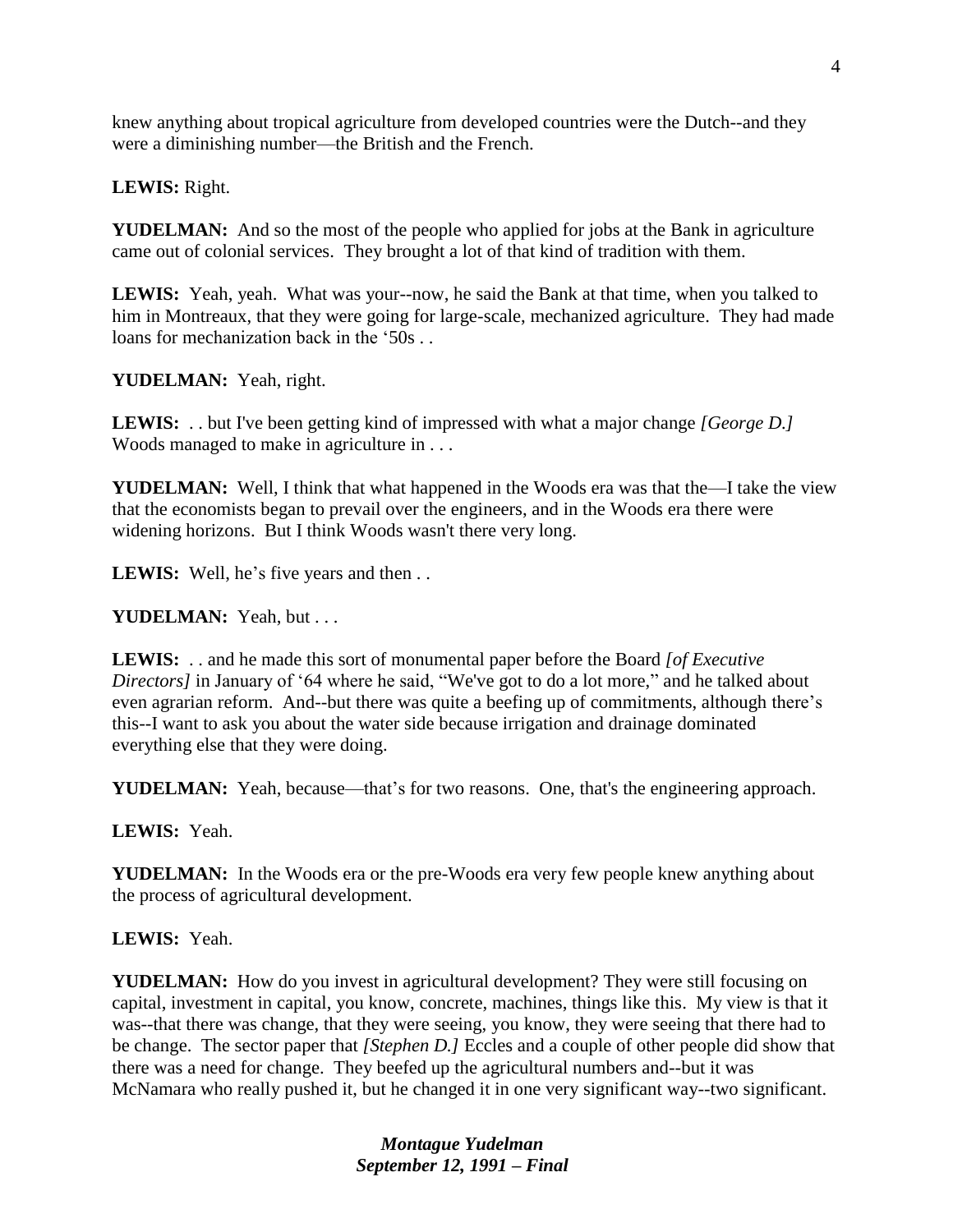knew anything about tropical agriculture from developed countries were the Dutch--and they were a diminishing number—the British and the French.

**LEWIS:** Right.

**YUDELMAN:** And so the most of the people who applied for jobs at the Bank in agriculture came out of colonial services. They brought a lot of that kind of tradition with them.

**LEWIS:** Yeah, yeah. What was your--now, he said the Bank at that time, when you talked to him in Montreaux, that they were going for large-scale, mechanized agriculture. They had made loans for mechanization back in the '50s . .

**YUDELMAN:** Yeah, right.

**LEWIS:** . . but I've been getting kind of impressed with what a major change *[George D.]* Woods managed to make in agriculture in . . .

**YUDELMAN:** Well, I think that what happened in the Woods era was that the—I take the view that the economists began to prevail over the engineers, and in the Woods era there were widening horizons. But I think Woods wasn't there very long.

**LEWIS:** Well, he's five years and then . .

**YUDELMAN:** Yeah, but . . .

**LEWIS:** . . and he made this sort of monumental paper before the Board *[of Executive Directors]* in January of '64 where he said, "We've got to do a lot more," and he talked about even agrarian reform. And--but there was quite a beefing up of commitments, although there's this--I want to ask you about the water side because irrigation and drainage dominated everything else that they were doing.

**YUDELMAN:** Yeah, because—that's for two reasons. One, that's the engineering approach.

**LEWIS:** Yeah.

**YUDELMAN:** In the Woods era or the pre-Woods era very few people knew anything about the process of agricultural development.

**LEWIS:** Yeah.

**YUDELMAN:** How do you invest in agricultural development? They were still focusing on capital, investment in capital, you know, concrete, machines, things like this. My view is that it was--that there was change, that they were seeing, you know, they were seeing that there had to be change. The sector paper that *[Stephen D.]* Eccles and a couple of other people did show that there was a need for change. They beefed up the agricultural numbers and--but it was McNamara who really pushed it, but he changed it in one very significant way--two significant.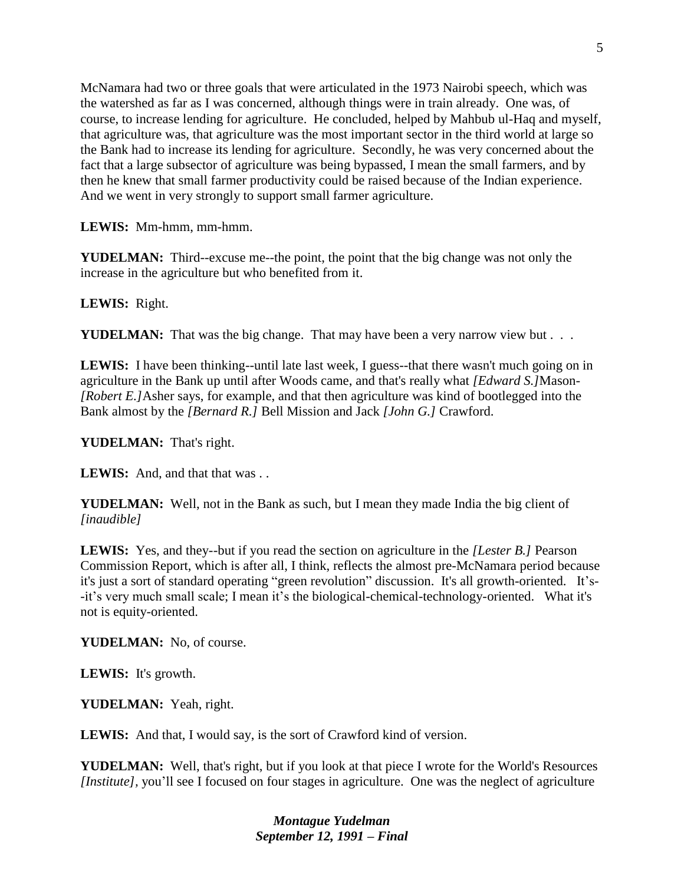McNamara had two or three goals that were articulated in the 1973 Nairobi speech, which was the watershed as far as I was concerned, although things were in train already. One was, of course, to increase lending for agriculture. He concluded, helped by Mahbub ul-Haq and myself, that agriculture was, that agriculture was the most important sector in the third world at large so the Bank had to increase its lending for agriculture. Secondly, he was very concerned about the fact that a large subsector of agriculture was being bypassed, I mean the small farmers, and by then he knew that small farmer productivity could be raised because of the Indian experience. And we went in very strongly to support small farmer agriculture.

**LEWIS:** Mm-hmm, mm-hmm.

**YUDELMAN:** Third--excuse me--the point, the point that the big change was not only the increase in the agriculture but who benefited from it.

**LEWIS:** Right.

**YUDELMAN:** That was the big change. That may have been a very narrow view but . . .

**LEWIS:** I have been thinking--until late last week, I guess--that there wasn't much going on in agriculture in the Bank up until after Woods came, and that's really what *[Edward S.]*Mason-*[Robert E.]*Asher says, for example, and that then agriculture was kind of bootlegged into the Bank almost by the *[Bernard R.]* Bell Mission and Jack *[John G.]* Crawford.

**YUDELMAN:** That's right.

**LEWIS:** And, and that that was . .

**YUDELMAN:** Well, not in the Bank as such, but I mean they made India the big client of *[inaudible]*

**LEWIS:** Yes, and they--but if you read the section on agriculture in the *[Lester B.]* Pearson Commission Report, which is after all, I think, reflects the almost pre-McNamara period because it's just a sort of standard operating "green revolution" discussion. It's all growth-oriented. It's--it's very much small scale; I mean it's the biological-chemical-technology-oriented. What it's not is equity-oriented.

**YUDELMAN:** No, of course.

**LEWIS:** It's growth.

**YUDELMAN:** Yeah, right.

**LEWIS:** And that, I would say, is the sort of Crawford kind of version.

**YUDELMAN:** Well, that's right, but if you look at that piece I wrote for the World's Resources *[Institute]*, you'll see I focused on four stages in agriculture. One was the neglect of agriculture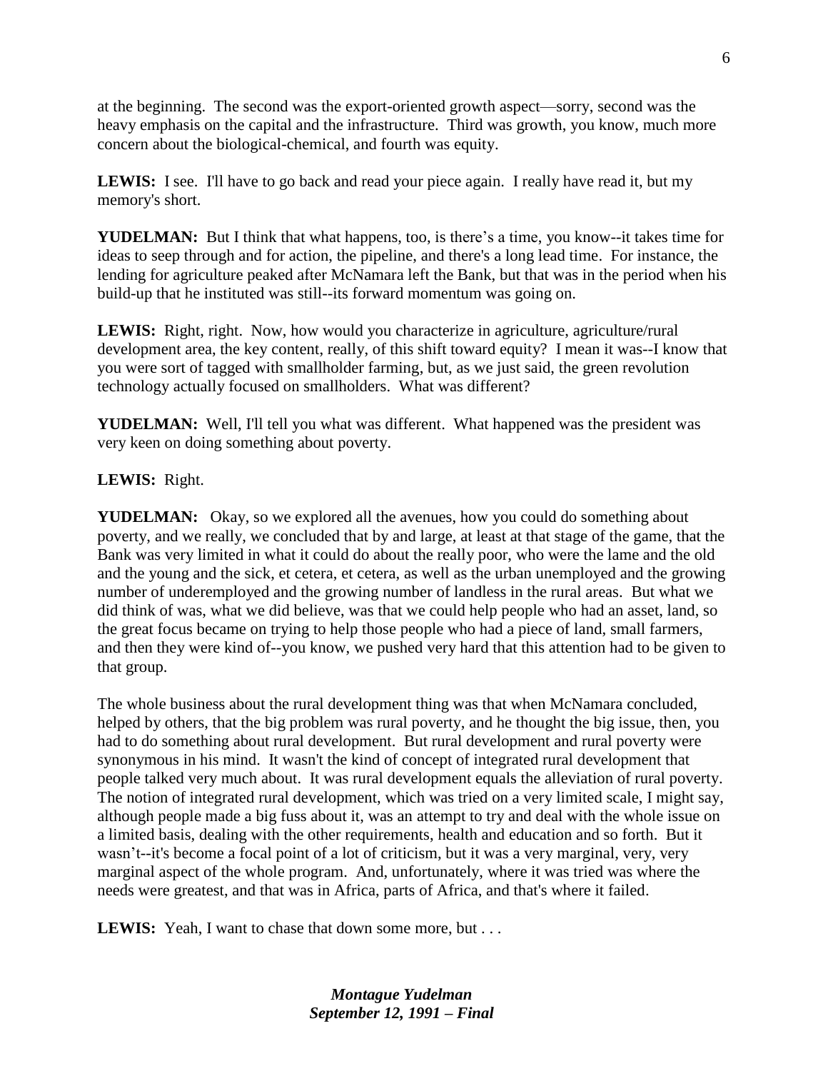at the beginning. The second was the export-oriented growth aspect—sorry, second was the heavy emphasis on the capital and the infrastructure. Third was growth, you know, much more concern about the biological-chemical, and fourth was equity.

**LEWIS:** I see. I'll have to go back and read your piece again. I really have read it, but my memory's short.

**YUDELMAN:** But I think that what happens, too, is there's a time, you know--it takes time for ideas to seep through and for action, the pipeline, and there's a long lead time. For instance, the lending for agriculture peaked after McNamara left the Bank, but that was in the period when his build-up that he instituted was still--its forward momentum was going on.

**LEWIS:** Right, right. Now, how would you characterize in agriculture, agriculture/rural development area, the key content, really, of this shift toward equity? I mean it was--I know that you were sort of tagged with smallholder farming, but, as we just said, the green revolution technology actually focused on smallholders. What was different?

**YUDELMAN:** Well, I'll tell you what was different. What happened was the president was very keen on doing something about poverty.

**LEWIS:** Right.

**YUDELMAN:** Okay, so we explored all the avenues, how you could do something about poverty, and we really, we concluded that by and large, at least at that stage of the game, that the Bank was very limited in what it could do about the really poor, who were the lame and the old and the young and the sick, et cetera, et cetera, as well as the urban unemployed and the growing number of underemployed and the growing number of landless in the rural areas. But what we did think of was, what we did believe, was that we could help people who had an asset, land, so the great focus became on trying to help those people who had a piece of land, small farmers, and then they were kind of--you know, we pushed very hard that this attention had to be given to that group.

The whole business about the rural development thing was that when McNamara concluded, helped by others, that the big problem was rural poverty, and he thought the big issue, then, you had to do something about rural development. But rural development and rural poverty were synonymous in his mind. It wasn't the kind of concept of integrated rural development that people talked very much about. It was rural development equals the alleviation of rural poverty. The notion of integrated rural development, which was tried on a very limited scale, I might say, although people made a big fuss about it, was an attempt to try and deal with the whole issue on a limited basis, dealing with the other requirements, health and education and so forth. But it wasn't--it's become a focal point of a lot of criticism, but it was a very marginal, very, very marginal aspect of the whole program. And, unfortunately, where it was tried was where the needs were greatest, and that was in Africa, parts of Africa, and that's where it failed.

**LEWIS:** Yeah, I want to chase that down some more, but . . .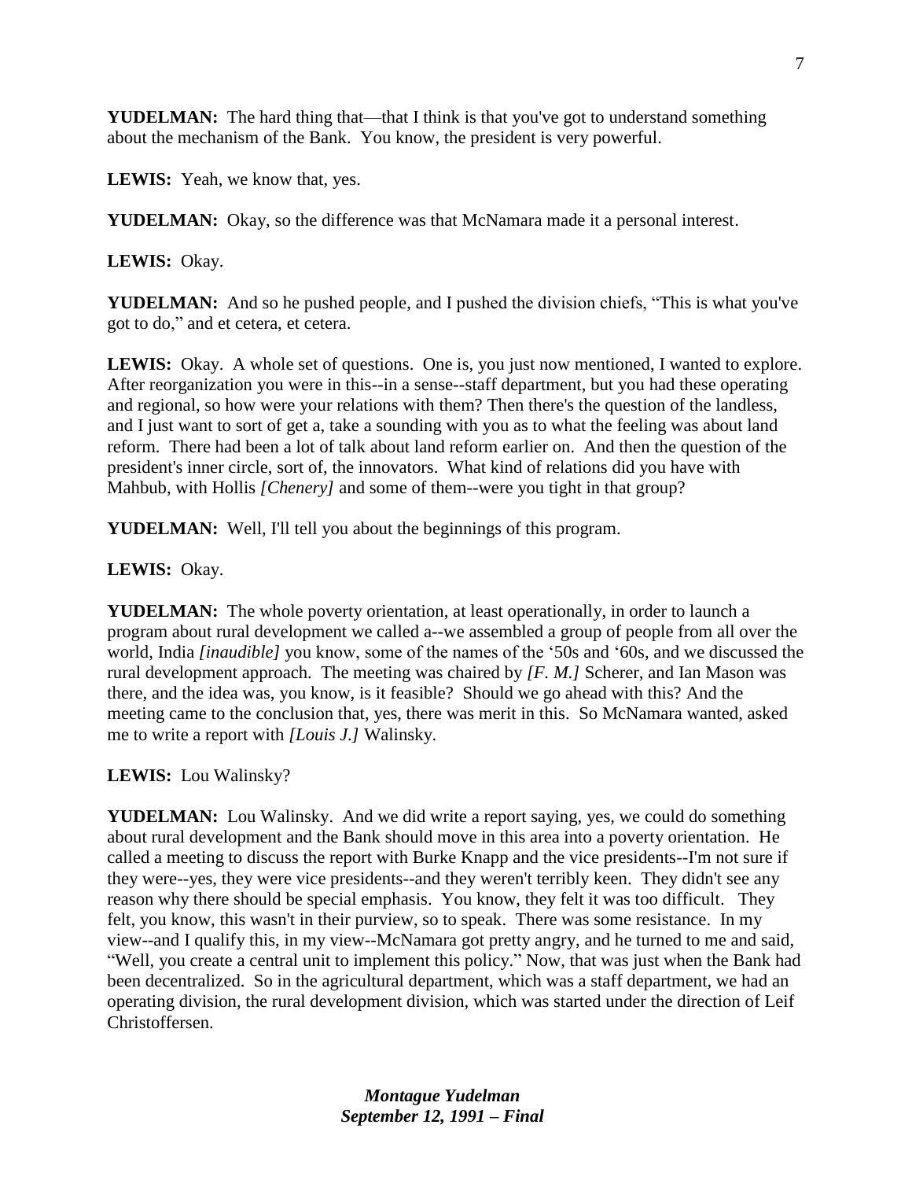**YUDELMAN:** The hard thing that—that I think is that you've got to understand something about the mechanism of the Bank. You know, the president is very powerful.

**LEWIS:** Yeah, we know that, yes.

**YUDELMAN:** Okay, so the difference was that McNamara made it a personal interest.

**LEWIS:** Okay.

**YUDELMAN:** And so he pushed people, and I pushed the division chiefs, "This is what you've got to do," and et cetera, et cetera.

**LEWIS:** Okay. A whole set of questions. One is, you just now mentioned, I wanted to explore. After reorganization you were in this--in a sense--staff department, but you had these operating and regional, so how were your relations with them? Then there's the question of the landless, and I just want to sort of get a, take a sounding with you as to what the feeling was about land reform. There had been a lot of talk about land reform earlier on. And then the question of the president's inner circle, sort of, the innovators. What kind of relations did you have with Mahbub, with Hollis *[Chenery]* and some of them--were you tight in that group?

**YUDELMAN:** Well, I'll tell you about the beginnings of this program.

**LEWIS:** Okay.

**YUDELMAN:** The whole poverty orientation, at least operationally, in order to launch a program about rural development we called a--we assembled a group of people from all over the world, India *[inaudible]* you know, some of the names of the '50s and '60s, and we discussed the rural development approach. The meeting was chaired by *[F. M.]* Scherer, and Ian Mason was there, and the idea was, you know, is it feasible? Should we go ahead with this? And the meeting came to the conclusion that, yes, there was merit in this. So McNamara wanted, asked me to write a report with *[Louis J.]* Walinsky.

**LEWIS:** Lou Walinsky?

**YUDELMAN:** Lou Walinsky. And we did write a report saying, yes, we could do something about rural development and the Bank should move in this area into a poverty orientation. He called a meeting to discuss the report with Burke Knapp and the vice presidents--I'm not sure if they were--yes, they were vice presidents--and they weren't terribly keen. They didn't see any reason why there should be special emphasis. You know, they felt it was too difficult. They felt, you know, this wasn't in their purview, so to speak. There was some resistance. In my view--and I qualify this, in my view--McNamara got pretty angry, and he turned to me and said, "Well, you create a central unit to implement this policy." Now, that was just when the Bank had been decentralized. So in the agricultural department, which was a staff department, we had an operating division, the rural development division, which was started under the direction of Leif Christoffersen.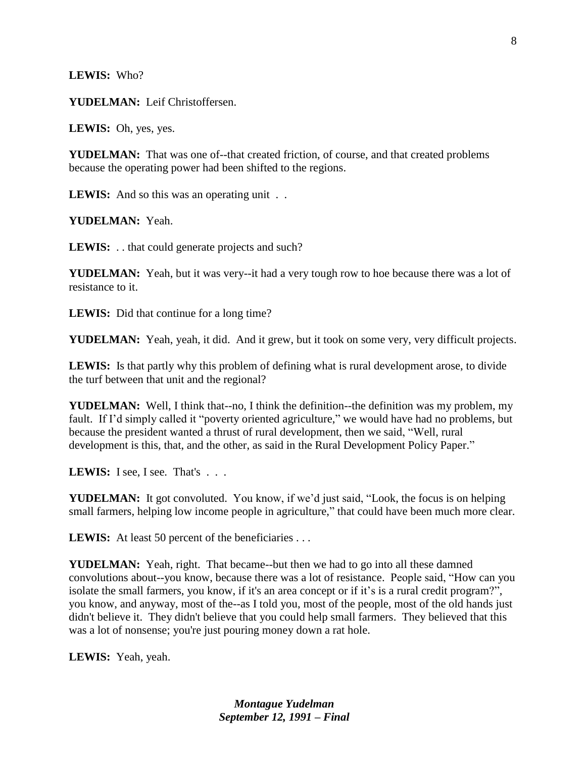**LEWIS:** Who?

**YUDELMAN:** Leif Christoffersen.

**LEWIS:** Oh, yes, yes.

**YUDELMAN:** That was one of--that created friction, of course, and that created problems because the operating power had been shifted to the regions.

**LEWIS:** And so this was an operating unit . .

**YUDELMAN:** Yeah.

**LEWIS:** . . that could generate projects and such?

**YUDELMAN:** Yeah, but it was very--it had a very tough row to hoe because there was a lot of resistance to it.

**LEWIS:** Did that continue for a long time?

**YUDELMAN:** Yeah, yeah, it did. And it grew, but it took on some very, very difficult projects.

**LEWIS:** Is that partly why this problem of defining what is rural development arose, to divide the turf between that unit and the regional?

**YUDELMAN:** Well, I think that--no, I think the definition--the definition was my problem, my fault. If I'd simply called it "poverty oriented agriculture," we would have had no problems, but because the president wanted a thrust of rural development, then we said, "Well, rural development is this, that, and the other, as said in the Rural Development Policy Paper."

**LEWIS:** I see, I see. That's . . .

**YUDELMAN:** It got convoluted. You know, if we'd just said, "Look, the focus is on helping small farmers, helping low income people in agriculture," that could have been much more clear.

**LEWIS:** At least 50 percent of the beneficiaries . . .

**YUDELMAN:** Yeah, right. That became--but then we had to go into all these damned convolutions about--you know, because there was a lot of resistance. People said, "How can you isolate the small farmers, you know, if it's an area concept or if it's is a rural credit program?", you know, and anyway, most of the--as I told you, most of the people, most of the old hands just didn't believe it. They didn't believe that you could help small farmers. They believed that this was a lot of nonsense; you're just pouring money down a rat hole.

**LEWIS:** Yeah, yeah.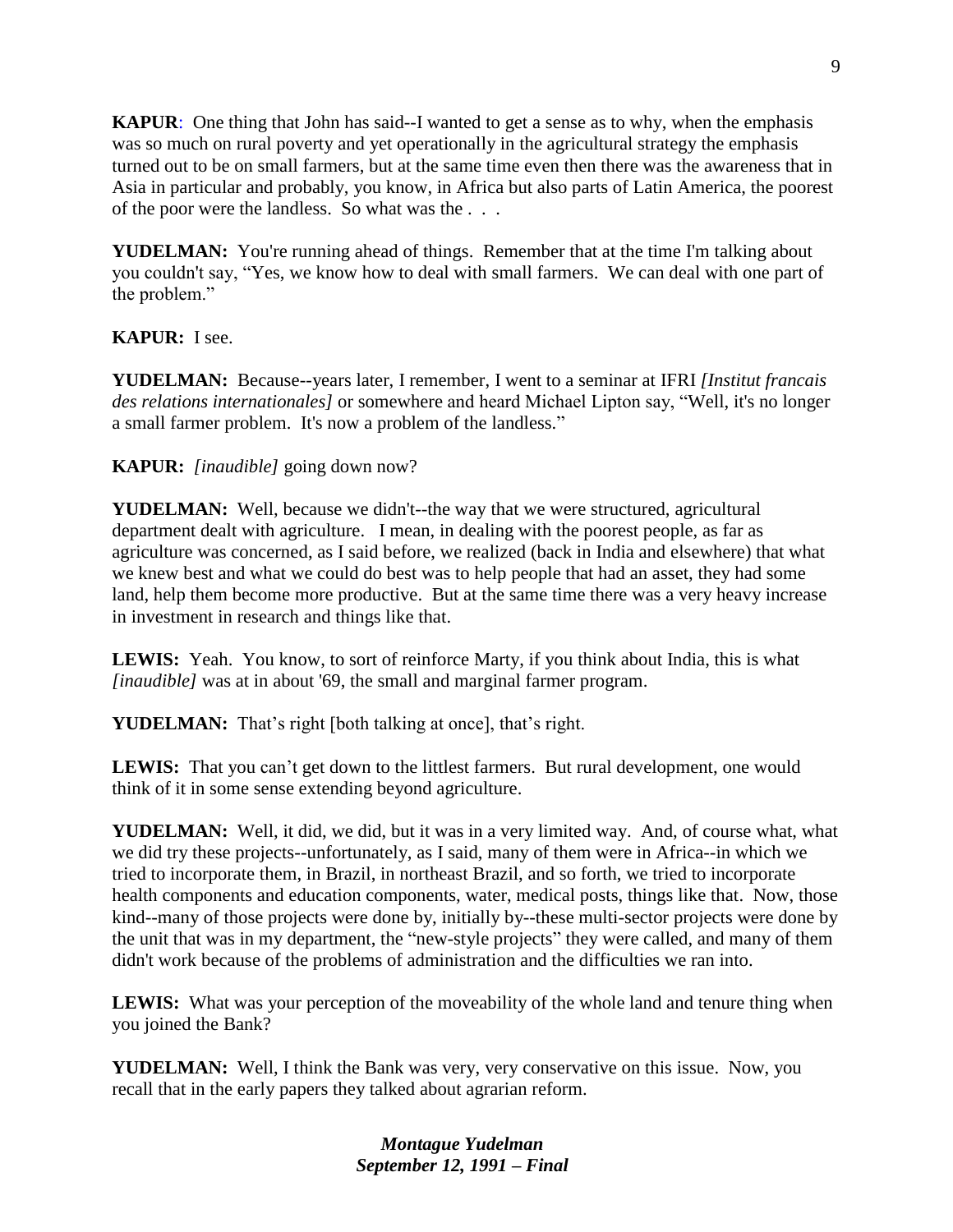**KAPUR**: One thing that John has said--I wanted to get a sense as to why, when the emphasis was so much on rural poverty and yet operationally in the agricultural strategy the emphasis turned out to be on small farmers, but at the same time even then there was the awareness that in Asia in particular and probably, you know, in Africa but also parts of Latin America, the poorest of the poor were the landless. So what was the . . .

**YUDELMAN:** You're running ahead of things. Remember that at the time I'm talking about you couldn't say, "Yes, we know how to deal with small farmers. We can deal with one part of the problem."

**KAPUR:** I see.

**YUDELMAN:** Because--years later, I remember, I went to a seminar at IFRI *[Institut francais des relations internationales]* or somewhere and heard Michael Lipton say, "Well, it's no longer a small farmer problem. It's now a problem of the landless."

**KAPUR:** *[inaudible]* going down now?

**YUDELMAN:** Well, because we didn't--the way that we were structured, agricultural department dealt with agriculture. I mean, in dealing with the poorest people, as far as agriculture was concerned, as I said before, we realized (back in India and elsewhere) that what we knew best and what we could do best was to help people that had an asset, they had some land, help them become more productive. But at the same time there was a very heavy increase in investment in research and things like that.

**LEWIS:** Yeah. You know, to sort of reinforce Marty, if you think about India, this is what *[inaudible]* was at in about '69, the small and marginal farmer program.

**YUDELMAN:** That's right [both talking at once], that's right.

**LEWIS:** That you can't get down to the littlest farmers. But rural development, one would think of it in some sense extending beyond agriculture.

**YUDELMAN:** Well, it did, we did, but it was in a very limited way. And, of course what, what we did try these projects--unfortunately, as I said, many of them were in Africa--in which we tried to incorporate them, in Brazil, in northeast Brazil, and so forth, we tried to incorporate health components and education components, water, medical posts, things like that. Now, those kind--many of those projects were done by, initially by--these multi-sector projects were done by the unit that was in my department, the "new-style projects" they were called, and many of them didn't work because of the problems of administration and the difficulties we ran into.

**LEWIS:** What was your perception of the moveability of the whole land and tenure thing when you joined the Bank?

**YUDELMAN:** Well, I think the Bank was very, very conservative on this issue. Now, you recall that in the early papers they talked about agrarian reform.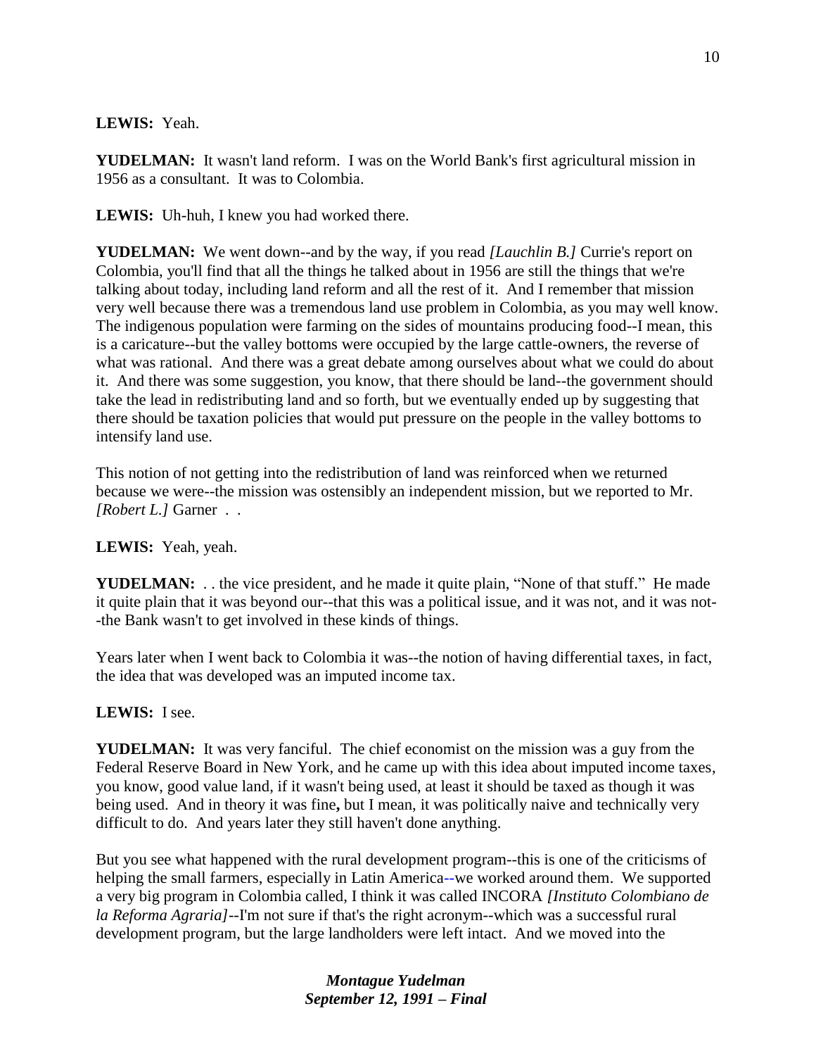**LEWIS:** Yeah.

**YUDELMAN:** It wasn't land reform. I was on the World Bank's first agricultural mission in 1956 as a consultant. It was to Colombia.

**LEWIS:** Uh-huh, I knew you had worked there.

**YUDELMAN:** We went down--and by the way, if you read *[Lauchlin B.]* Currie's report on Colombia, you'll find that all the things he talked about in 1956 are still the things that we're talking about today, including land reform and all the rest of it. And I remember that mission very well because there was a tremendous land use problem in Colombia, as you may well know. The indigenous population were farming on the sides of mountains producing food--I mean, this is a caricature--but the valley bottoms were occupied by the large cattle-owners, the reverse of what was rational. And there was a great debate among ourselves about what we could do about it. And there was some suggestion, you know, that there should be land--the government should take the lead in redistributing land and so forth, but we eventually ended up by suggesting that there should be taxation policies that would put pressure on the people in the valley bottoms to intensify land use.

This notion of not getting into the redistribution of land was reinforced when we returned because we were--the mission was ostensibly an independent mission, but we reported to Mr. *[Robert L.]* Garner . .

**LEWIS:** Yeah, yeah.

**YUDELMAN:** . . the vice president, and he made it quite plain, "None of that stuff." He made it quite plain that it was beyond our--that this was a political issue, and it was not, and it was not--the Bank wasn't to get involved in these kinds of things.

Years later when I went back to Colombia it was--the notion of having differential taxes, in fact, the idea that was developed was an imputed income tax.

**LEWIS:** I see.

**YUDELMAN:** It was very fanciful. The chief economist on the mission was a guy from the Federal Reserve Board in New York, and he came up with this idea about imputed income taxes, you know, good value land, if it wasn't being used, at least it should be taxed as though it was being used. And in theory it was fine, but I mean, it was politically naive and technically very difficult to do. And years later they still haven't done anything.

But you see what happened with the rural development program--this is one of the criticisms of helping the small farmers, especially in Latin America--we worked around them. We supported a very big program in Colombia called, I think it was called INCORA *[Instituto Colombiano de la Reforma Agraria]*--I'm not sure if that's the right acronym--which was a successful rural development program, but the large landholders were left intact. And we moved into the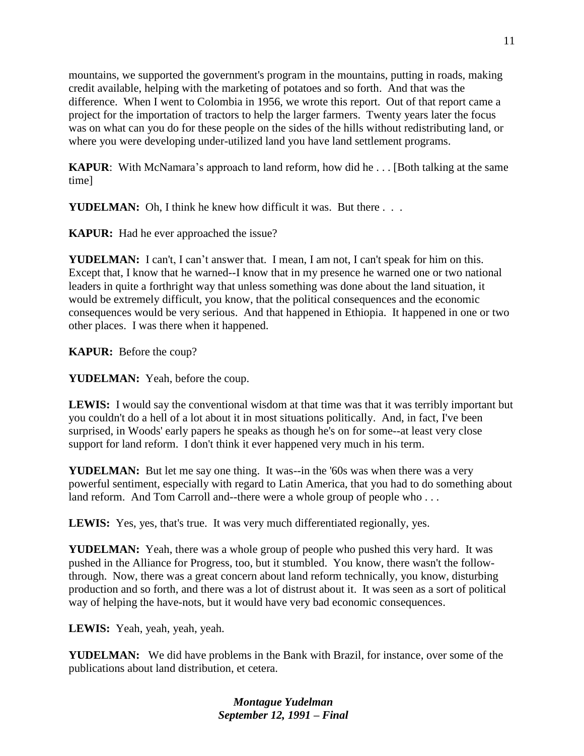mountains, we supported the government's program in the mountains, putting in roads, making credit available, helping with the marketing of potatoes and so forth. And that was the difference. When I went to Colombia in 1956, we wrote this report. Out of that report came a project for the importation of tractors to help the larger farmers. Twenty years later the focus was on what can you do for these people on the sides of the hills without redistributing land, or where you were developing under-utilized land you have land settlement programs.

**KAPUR**: With McNamara's approach to land reform, how did he . . . [Both talking at the same time]

**YUDELMAN:** Oh, I think he knew how difficult it was. But there . . .

**KAPUR:** Had he ever approached the issue?

**YUDELMAN:** I can't, I can't answer that. I mean, I am not, I can't speak for him on this. Except that, I know that he warned--I know that in my presence he warned one or two national leaders in quite a forthright way that unless something was done about the land situation, it would be extremely difficult, you know, that the political consequences and the economic consequences would be very serious. And that happened in Ethiopia. It happened in one or two other places. I was there when it happened.

**KAPUR:** Before the coup?

**YUDELMAN:** Yeah, before the coup.

**LEWIS:** I would say the conventional wisdom at that time was that it was terribly important but you couldn't do a hell of a lot about it in most situations politically. And, in fact, I've been surprised, in Woods' early papers he speaks as though he's on for some--at least very close support for land reform. I don't think it ever happened very much in his term.

**YUDELMAN:** But let me say one thing. It was--in the '60s was when there was a very powerful sentiment, especially with regard to Latin America, that you had to do something about land reform. And Tom Carroll and--there were a whole group of people who . . .

**LEWIS:** Yes, yes, that's true. It was very much differentiated regionally, yes.

**YUDELMAN:** Yeah, there was a whole group of people who pushed this very hard. It was pushed in the Alliance for Progress, too, but it stumbled. You know, there wasn't the follow-through. Now, there was a great concern about land reform technically, you know, disturbing production and so forth, and there was a lot of distrust about it. It was seen as a sort of political way of helping the have-nots, but it would have very bad economic consequences.

**LEWIS:** Yeah, yeah, yeah, yeah.

**YUDELMAN:** We did have problems in the Bank with Brazil, for instance, over some of the publications about land distribution, et cetera.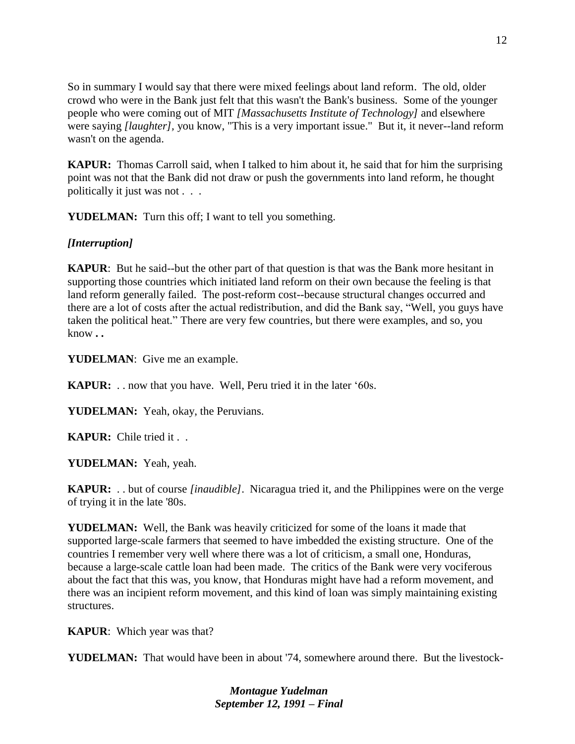So in summary I would say that there were mixed feelings about land reform. The old, older crowd who were in the Bank just felt that this wasn't the Bank's business. Some of the younger people who were coming out of MIT *[Massachusetts Institute of Technology]* and elsewhere were saying *[laughter]*, you know, "This is a very important issue." But it, it never--land reform wasn't on the agenda.

**KAPUR:** Thomas Carroll said, when I talked to him about it, he said that for him the surprising point was not that the Bank did not draw or push the governments into land reform, he thought politically it just was not . . .

**YUDELMAN:** Turn this off; I want to tell you something.

***[Interruption]***

**KAPUR**: But he said--but the other part of that question is that was the Bank more hesitant in supporting those countries which initiated land reform on their own because the feeling is that land reform generally failed. The post-reform cost--because structural changes occurred and there are a lot of costs after the actual redistribution, and did the Bank say, "Well, you guys have taken the political heat." There are very few countries, but there were examples, and so, you know **. .**

**YUDELMAN**: Give me an example.

**KAPUR:** . . now that you have. Well, Peru tried it in the later '60s.

**YUDELMAN:** Yeah, okay, the Peruvians.

**KAPUR:** Chile tried it . .

**YUDELMAN:** Yeah, yeah.

**KAPUR:** . . but of course *[inaudible]*. Nicaragua tried it, and the Philippines were on the verge of trying it in the late '80s.

**YUDELMAN:** Well, the Bank was heavily criticized for some of the loans it made that supported large-scale farmers that seemed to have imbedded the existing structure. One of the countries I remember very well where there was a lot of criticism, a small one, Honduras, because a large-scale cattle loan had been made. The critics of the Bank were very vociferous about the fact that this was, you know, that Honduras might have had a reform movement, and there was an incipient reform movement, and this kind of loan was simply maintaining existing structures.

**KAPUR**: Which year was that?

**YUDELMAN:** That would have been in about '74, somewhere around there. But the livestock-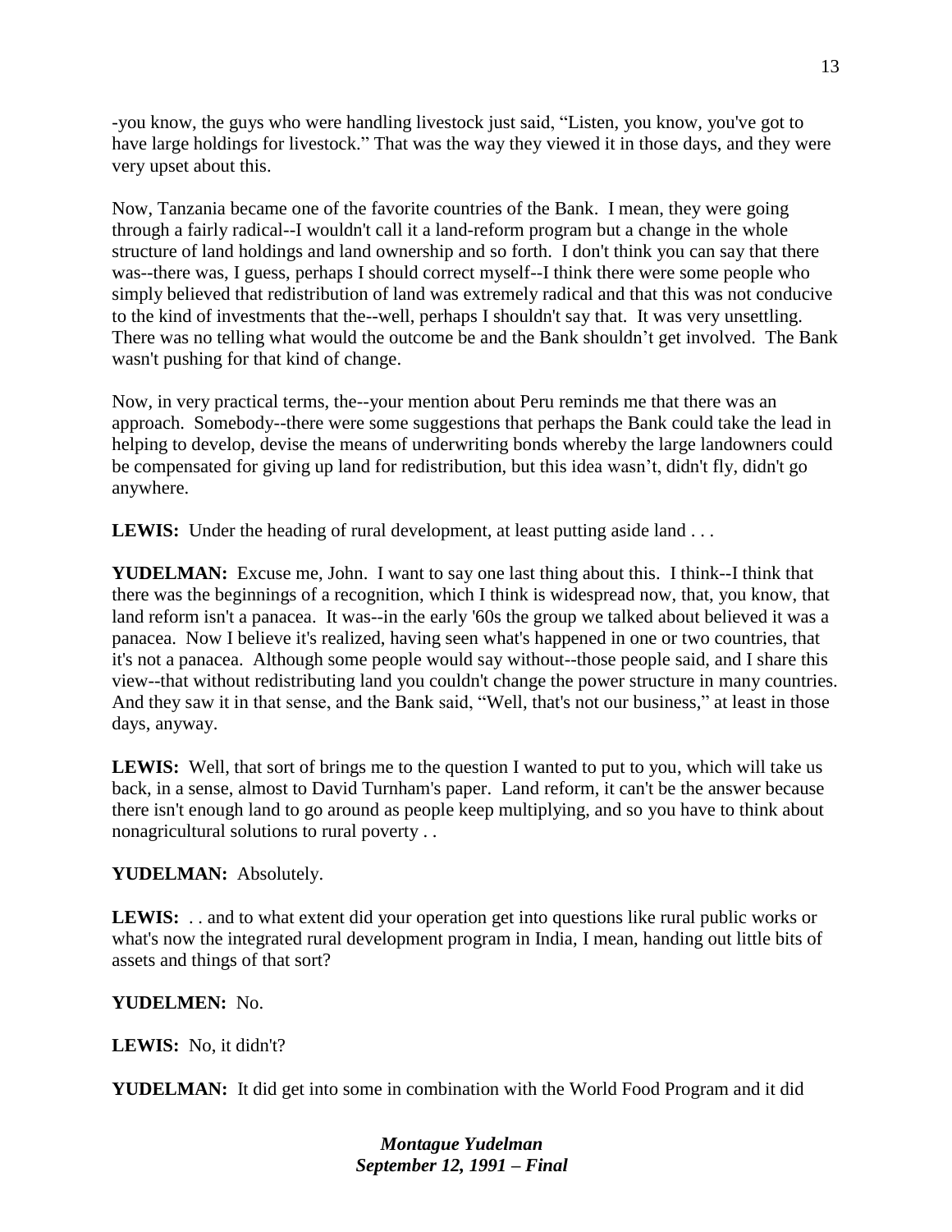-you know, the guys who were handling livestock just said, "Listen, you know, you've got to have large holdings for livestock." That was the way they viewed it in those days, and they were very upset about this.

Now, Tanzania became one of the favorite countries of the Bank. I mean, they were going through a fairly radical--I wouldn't call it a land-reform program but a change in the whole structure of land holdings and land ownership and so forth. I don't think you can say that there was--there was, I guess, perhaps I should correct myself--I think there were some people who simply believed that redistribution of land was extremely radical and that this was not conducive to the kind of investments that the--well, perhaps I shouldn't say that. It was very unsettling. There was no telling what would the outcome be and the Bank shouldn't get involved. The Bank wasn't pushing for that kind of change.

Now, in very practical terms, the--your mention about Peru reminds me that there was an approach. Somebody--there were some suggestions that perhaps the Bank could take the lead in helping to develop, devise the means of underwriting bonds whereby the large landowners could be compensated for giving up land for redistribution, but this idea wasn't, didn't fly, didn't go anywhere.

**LEWIS:** Under the heading of rural development, at least putting aside land . . .

**YUDELMAN:** Excuse me, John. I want to say one last thing about this. I think--I think that there was the beginnings of a recognition, which I think is widespread now, that, you know, that land reform isn't a panacea. It was--in the early '60s the group we talked about believed it was a panacea. Now I believe it's realized, having seen what's happened in one or two countries, that it's not a panacea. Although some people would say without--those people said, and I share this view--that without redistributing land you couldn't change the power structure in many countries. And they saw it in that sense, and the Bank said, "Well, that's not our business," at least in those days, anyway.

**LEWIS:** Well, that sort of brings me to the question I wanted to put to you, which will take us back, in a sense, almost to David Turnham's paper. Land reform, it can't be the answer because there isn't enough land to go around as people keep multiplying, and so you have to think about nonagricultural solutions to rural poverty . .

**YUDELMAN:** Absolutely.

**LEWIS:** . . and to what extent did your operation get into questions like rural public works or what's now the integrated rural development program in India, I mean, handing out little bits of assets and things of that sort?

**YUDELMEN:** No.

**LEWIS:** No, it didn't?

**YUDELMAN:** It did get into some in combination with the World Food Program and it did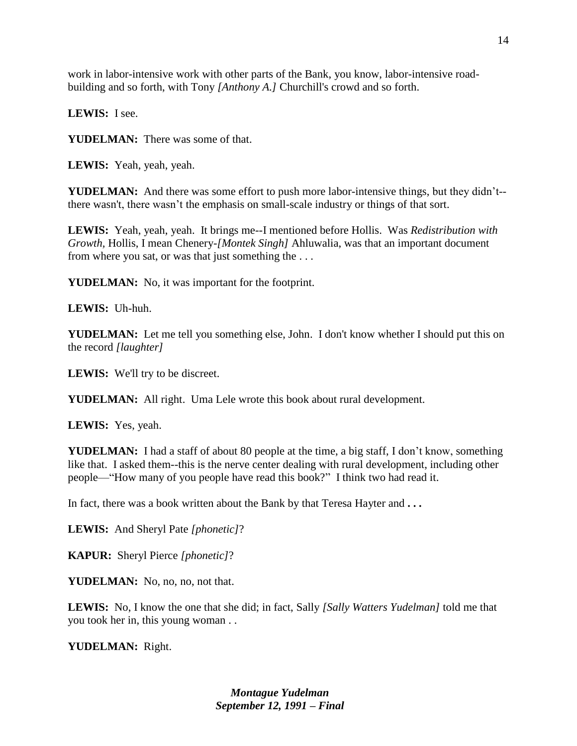work in labor-intensive work with other parts of the Bank, you know, labor-intensive road-building and so forth, with Tony *[Anthony A.]* Churchill's crowd and so forth.

**LEWIS:** I see.

**YUDELMAN:** There was some of that.

**LEWIS:** Yeah, yeah, yeah.

**YUDELMAN:** And there was some effort to push more labor-intensive things, but they didn't--there wasn't, there wasn't the emphasis on small-scale industry or things of that sort.

**LEWIS:** Yeah, yeah, yeah. It brings me--I mentioned before Hollis. Was *Redistribution with Growth,* Hollis, I mean Chenery-*[Montek Singh]* Ahluwalia, was that an important document from where you sat, or was that just something the . . .

**YUDELMAN:** No, it was important for the footprint.

**LEWIS:** Uh-huh.

**YUDELMAN:** Let me tell you something else, John. I don't know whether I should put this on the record *[laughter]*

**LEWIS:** We'll try to be discreet.

**YUDELMAN:** All right. Uma Lele wrote this book about rural development.

**LEWIS:** Yes, yeah.

**YUDELMAN:** I had a staff of about 80 people at the time, a big staff, I don't know, something like that. I asked them--this is the nerve center dealing with rural development, including other people—"How many of you people have read this book?" I think two had read it.

In fact, there was a book written about the Bank by that Teresa Hayter and **. . .**

**LEWIS:** And Sheryl Pate *[phonetic]*?

**KAPUR:** Sheryl Pierce *[phonetic]*?

**YUDELMAN:** No, no, no, not that.

**LEWIS:** No, I know the one that she did; in fact, Sally *[Sally Watters Yudelman]* told me that you took her in, this young woman . .

**YUDELMAN:** Right.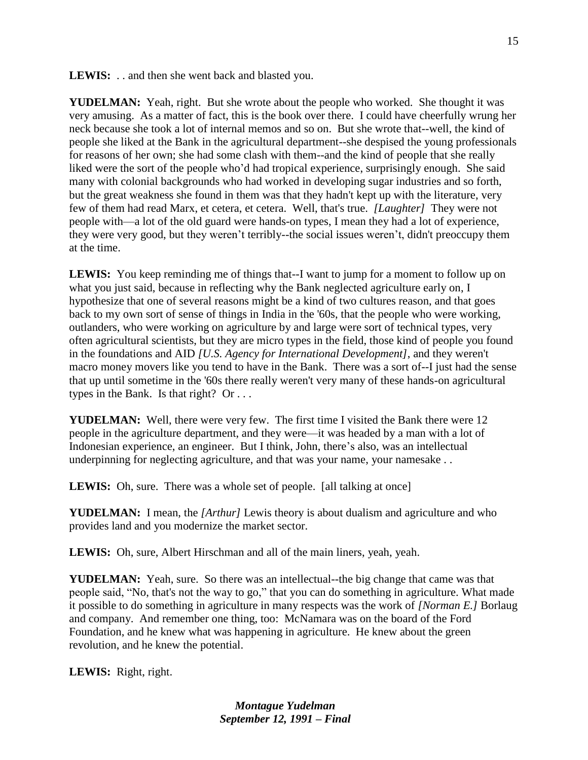**LEWIS:** . . and then she went back and blasted you.

**YUDELMAN:** Yeah, right. But she wrote about the people who worked. She thought it was very amusing. As a matter of fact, this is the book over there. I could have cheerfully wrung her neck because she took a lot of internal memos and so on. But she wrote that--well, the kind of people she liked at the Bank in the agricultural department--she despised the young professionals for reasons of her own; she had some clash with them--and the kind of people that she really liked were the sort of the people who'd had tropical experience, surprisingly enough. She said many with colonial backgrounds who had worked in developing sugar industries and so forth, but the great weakness she found in them was that they hadn't kept up with the literature, very few of them had read Marx, et cetera, et cetera. Well, that's true. *[Laughter]* They were not people with—a lot of the old guard were hands-on types, I mean they had a lot of experience, they were very good, but they weren't terribly--the social issues weren't, didn't preoccupy them at the time.

**LEWIS:** You keep reminding me of things that--I want to jump for a moment to follow up on what you just said, because in reflecting why the Bank neglected agriculture early on, I hypothesize that one of several reasons might be a kind of two cultures reason, and that goes back to my own sort of sense of things in India in the '60s, that the people who were working, outlanders, who were working on agriculture by and large were sort of technical types, very often agricultural scientists, but they are micro types in the field, those kind of people you found in the foundations and AID *[U.S. Agency for International Development]*, and they weren't macro money movers like you tend to have in the Bank. There was a sort of--I just had the sense that up until sometime in the '60s there really weren't very many of these hands-on agricultural types in the Bank. Is that right? Or . . .

**YUDELMAN:** Well, there were very few. The first time I visited the Bank there were 12 people in the agriculture department, and they were—it was headed by a man with a lot of Indonesian experience, an engineer. But I think, John, there's also, was an intellectual underpinning for neglecting agriculture, and that was your name, your namesake . .

**LEWIS:** Oh, sure. There was a whole set of people. [all talking at once]

**YUDELMAN:** I mean, the *[Arthur]* Lewis theory is about dualism and agriculture and who provides land and you modernize the market sector.

**LEWIS:** Oh, sure, Albert Hirschman and all of the main liners, yeah, yeah.

**YUDELMAN:** Yeah, sure. So there was an intellectual--the big change that came was that people said, "No, that's not the way to go," that you can do something in agriculture. What made it possible to do something in agriculture in many respects was the work of *[Norman E.]* Borlaug and company. And remember one thing, too: McNamara was on the board of the Ford Foundation, and he knew what was happening in agriculture. He knew about the green revolution, and he knew the potential.

**LEWIS:** Right, right.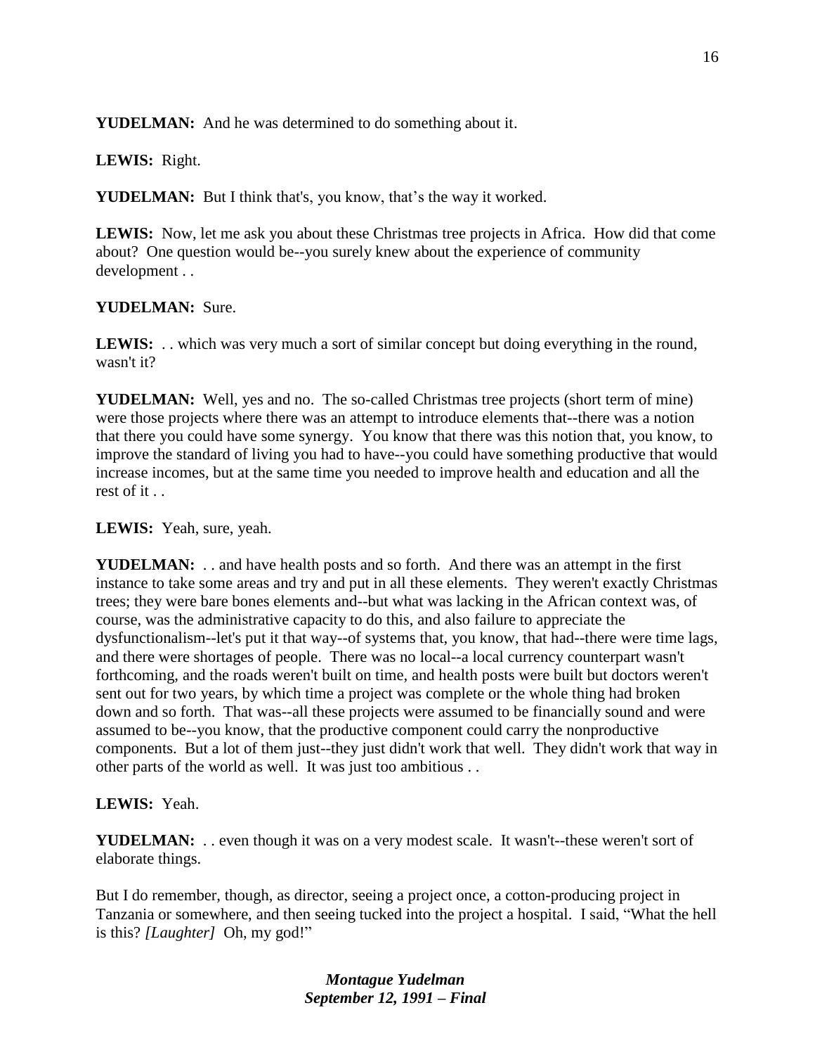**YUDELMAN:** And he was determined to do something about it.

**LEWIS:** Right.

**YUDELMAN:** But I think that's, you know, that's the way it worked.

**LEWIS:** Now, let me ask you about these Christmas tree projects in Africa. How did that come about? One question would be--you surely knew about the experience of community development . .

**YUDELMAN:** Sure.

**LEWIS:** . . which was very much a sort of similar concept but doing everything in the round, wasn't it?

**YUDELMAN:** Well, yes and no. The so-called Christmas tree projects (short term of mine) were those projects where there was an attempt to introduce elements that--there was a notion that there you could have some synergy. You know that there was this notion that, you know, to improve the standard of living you had to have--you could have something productive that would increase incomes, but at the same time you needed to improve health and education and all the rest of it . .

**LEWIS:** Yeah, sure, yeah.

**YUDELMAN:** . . and have health posts and so forth. And there was an attempt in the first instance to take some areas and try and put in all these elements. They weren't exactly Christmas trees; they were bare bones elements and--but what was lacking in the African context was, of course, was the administrative capacity to do this, and also failure to appreciate the dysfunctionalism--let's put it that way--of systems that, you know, that had--there were time lags, and there were shortages of people. There was no local--a local currency counterpart wasn't forthcoming, and the roads weren't built on time, and health posts were built but doctors weren't sent out for two years, by which time a project was complete or the whole thing had broken down and so forth. That was--all these projects were assumed to be financially sound and were assumed to be--you know, that the productive component could carry the nonproductive components. But a lot of them just--they just didn't work that well. They didn't work that way in other parts of the world as well. It was just too ambitious . .

**LEWIS:** Yeah.

**YUDELMAN:** . . even though it was on a very modest scale. It wasn't--these weren't sort of elaborate things.

But I do remember, though, as director, seeing a project once, a cotton-producing project in Tanzania or somewhere, and then seeing tucked into the project a hospital. I said, "What the hell is this? *[Laughter]* Oh, my god!"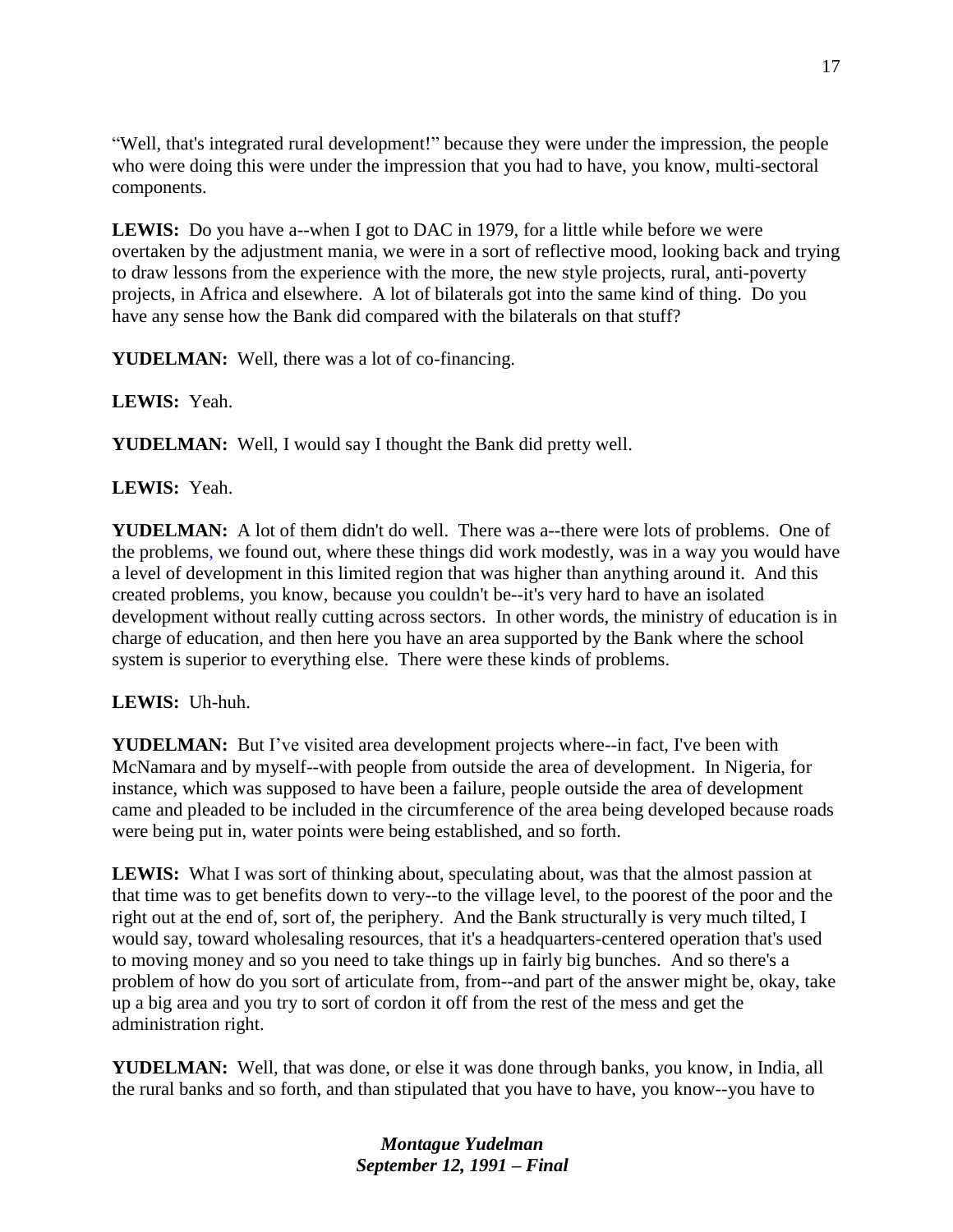"Well, that's integrated rural development!" because they were under the impression, the people who were doing this were under the impression that you had to have, you know, multi-sectoral components.

**LEWIS:** Do you have a--when I got to DAC in 1979, for a little while before we were overtaken by the adjustment mania, we were in a sort of reflective mood, looking back and trying to draw lessons from the experience with the more, the new style projects, rural, anti-poverty projects, in Africa and elsewhere. A lot of bilaterals got into the same kind of thing. Do you have any sense how the Bank did compared with the bilaterals on that stuff?

**YUDELMAN:** Well, there was a lot of co-financing.

**LEWIS:** Yeah.

**YUDELMAN:** Well, I would say I thought the Bank did pretty well.

**LEWIS:** Yeah.

**YUDELMAN:** A lot of them didn't do well. There was a--there were lots of problems. One of the problems, we found out, where these things did work modestly, was in a way you would have a level of development in this limited region that was higher than anything around it. And this created problems, you know, because you couldn't be--it's very hard to have an isolated development without really cutting across sectors. In other words, the ministry of education is in charge of education, and then here you have an area supported by the Bank where the school system is superior to everything else. There were these kinds of problems.

**LEWIS:** Uh-huh.

**YUDELMAN:** But I've visited area development projects where--in fact, I've been with McNamara and by myself--with people from outside the area of development. In Nigeria, for instance, which was supposed to have been a failure, people outside the area of development came and pleaded to be included in the circumference of the area being developed because roads were being put in, water points were being established, and so forth.

**LEWIS:** What I was sort of thinking about, speculating about, was that the almost passion at that time was to get benefits down to very--to the village level, to the poorest of the poor and the right out at the end of, sort of, the periphery. And the Bank structurally is very much tilted, I would say, toward wholesaling resources, that it's a headquarters-centered operation that's used to moving money and so you need to take things up in fairly big bunches. And so there's a problem of how do you sort of articulate from, from--and part of the answer might be, okay, take up a big area and you try to sort of cordon it off from the rest of the mess and get the administration right.

**YUDELMAN:** Well, that was done, or else it was done through banks, you know, in India, all the rural banks and so forth, and than stipulated that you have to have, you know--you have to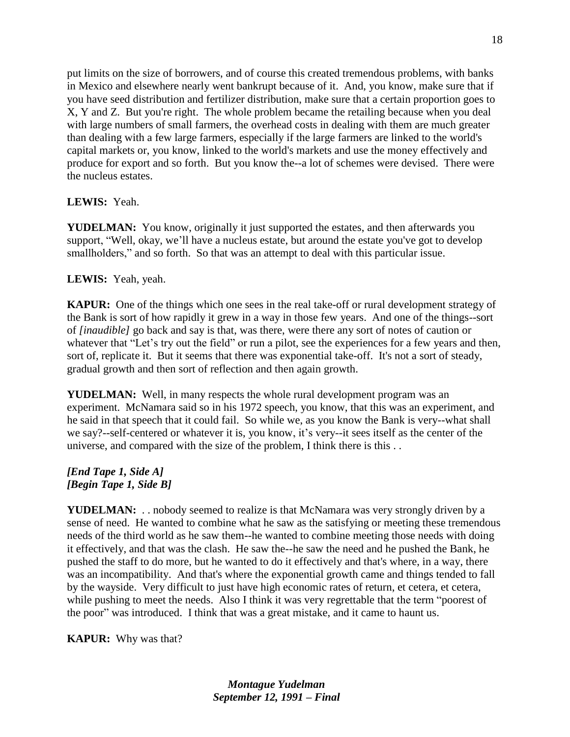put limits on the size of borrowers, and of course this created tremendous problems, with banks in Mexico and elsewhere nearly went bankrupt because of it. And, you know, make sure that if you have seed distribution and fertilizer distribution, make sure that a certain proportion goes to X, Y and Z. But you're right. The whole problem became the retailing because when you deal with large numbers of small farmers, the overhead costs in dealing with them are much greater than dealing with a few large farmers, especially if the large farmers are linked to the world's capital markets or, you know, linked to the world's markets and use the money effectively and produce for export and so forth. But you know the--a lot of schemes were devised. There were the nucleus estates.

**LEWIS:** Yeah.

**YUDELMAN:** You know, originally it just supported the estates, and then afterwards you support, "Well, okay, we'll have a nucleus estate, but around the estate you've got to develop smallholders," and so forth. So that was an attempt to deal with this particular issue.

**LEWIS:** Yeah, yeah.

**KAPUR:** One of the things which one sees in the real take-off or rural development strategy of the Bank is sort of how rapidly it grew in a way in those few years. And one of the things--sort of *[inaudible]* go back and say is that, was there, were there any sort of notes of caution or whatever that "Let's try out the field" or run a pilot, see the experiences for a few years and then, sort of, replicate it. But it seems that there was exponential take-off. It's not a sort of steady, gradual growth and then sort of reflection and then again growth.

**YUDELMAN:** Well, in many respects the whole rural development program was an experiment. McNamara said so in his 1972 speech, you know, that this was an experiment, and he said in that speech that it could fail. So while we, as you know the Bank is very--what shall we say?--self-centered or whatever it is, you know, it's very--it sees itself as the center of the universe, and compared with the size of the problem, I think there is this . .

***[End Tape 1, Side A]***
***[Begin Tape 1, Side B]***

**YUDELMAN:** . . nobody seemed to realize is that McNamara was very strongly driven by a sense of need. He wanted to combine what he saw as the satisfying or meeting these tremendous needs of the third world as he saw them--he wanted to combine meeting those needs with doing it effectively, and that was the clash. He saw the--he saw the need and he pushed the Bank, he pushed the staff to do more, but he wanted to do it effectively and that's where, in a way, there was an incompatibility. And that's where the exponential growth came and things tended to fall by the wayside. Very difficult to just have high economic rates of return, et cetera, et cetera, while pushing to meet the needs. Also I think it was very regrettable that the term "poorest of the poor" was introduced. I think that was a great mistake, and it came to haunt us.

**KAPUR:** Why was that?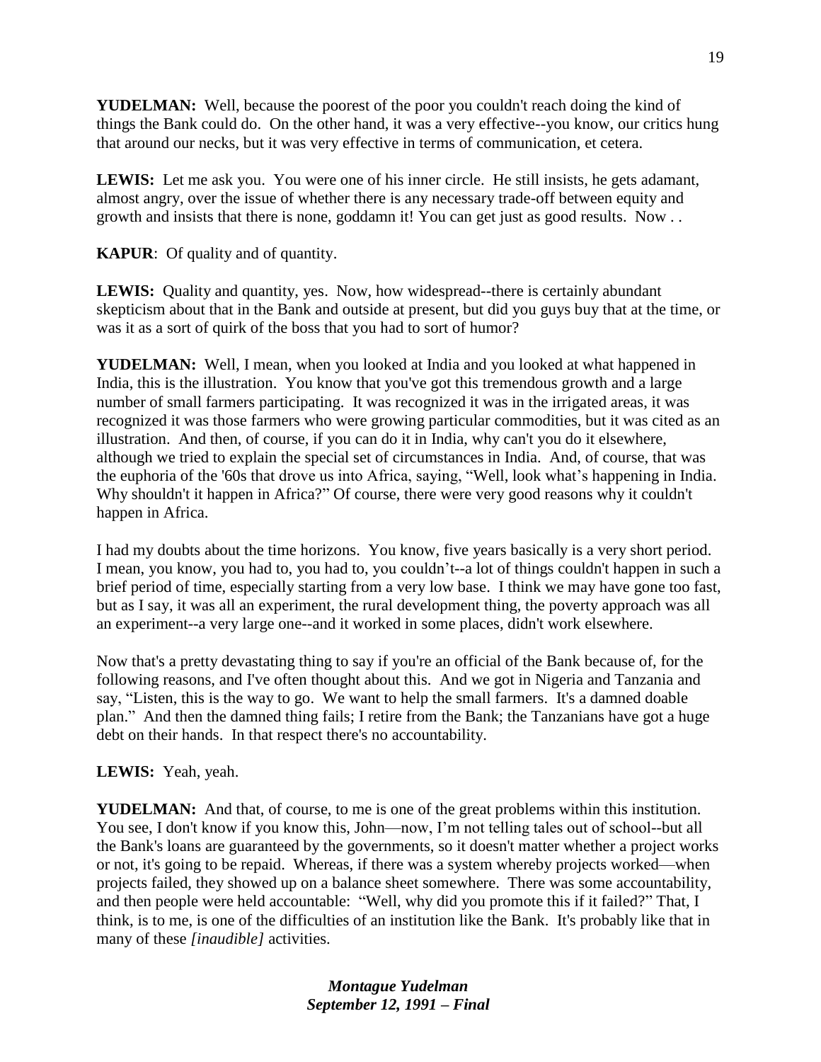**YUDELMAN:** Well, because the poorest of the poor you couldn't reach doing the kind of things the Bank could do. On the other hand, it was a very effective--you know, our critics hung that around our necks, but it was very effective in terms of communication, et cetera.

**LEWIS:** Let me ask you. You were one of his inner circle. He still insists, he gets adamant, almost angry, over the issue of whether there is any necessary trade-off between equity and growth and insists that there is none, goddamn it! You can get just as good results. Now . .

**KAPUR**: Of quality and of quantity.

**LEWIS:** Quality and quantity, yes. Now, how widespread--there is certainly abundant skepticism about that in the Bank and outside at present, but did you guys buy that at the time, or was it as a sort of quirk of the boss that you had to sort of humor?

**YUDELMAN:** Well, I mean, when you looked at India and you looked at what happened in India, this is the illustration. You know that you've got this tremendous growth and a large number of small farmers participating. It was recognized it was in the irrigated areas, it was recognized it was those farmers who were growing particular commodities, but it was cited as an illustration. And then, of course, if you can do it in India, why can't you do it elsewhere, although we tried to explain the special set of circumstances in India. And, of course, that was the euphoria of the '60s that drove us into Africa, saying, "Well, look what's happening in India. Why shouldn't it happen in Africa?" Of course, there were very good reasons why it couldn't happen in Africa.

I had my doubts about the time horizons. You know, five years basically is a very short period. I mean, you know, you had to, you had to, you couldn't--a lot of things couldn't happen in such a brief period of time, especially starting from a very low base. I think we may have gone too fast, but as I say, it was all an experiment, the rural development thing, the poverty approach was all an experiment--a very large one--and it worked in some places, didn't work elsewhere.

Now that's a pretty devastating thing to say if you're an official of the Bank because of, for the following reasons, and I've often thought about this. And we got in Nigeria and Tanzania and say, "Listen, this is the way to go. We want to help the small farmers. It's a damned doable plan." And then the damned thing fails; I retire from the Bank; the Tanzanians have got a huge debt on their hands. In that respect there's no accountability.

**LEWIS:** Yeah, yeah.

**YUDELMAN:** And that, of course, to me is one of the great problems within this institution. You see, I don't know if you know this, John—now, I'm not telling tales out of school--but all the Bank's loans are guaranteed by the governments, so it doesn't matter whether a project works or not, it's going to be repaid. Whereas, if there was a system whereby projects worked—when projects failed, they showed up on a balance sheet somewhere. There was some accountability, and then people were held accountable: "Well, why did you promote this if it failed?" That, I think, is to me, is one of the difficulties of an institution like the Bank. It's probably like that in many of these *[inaudible]* activities.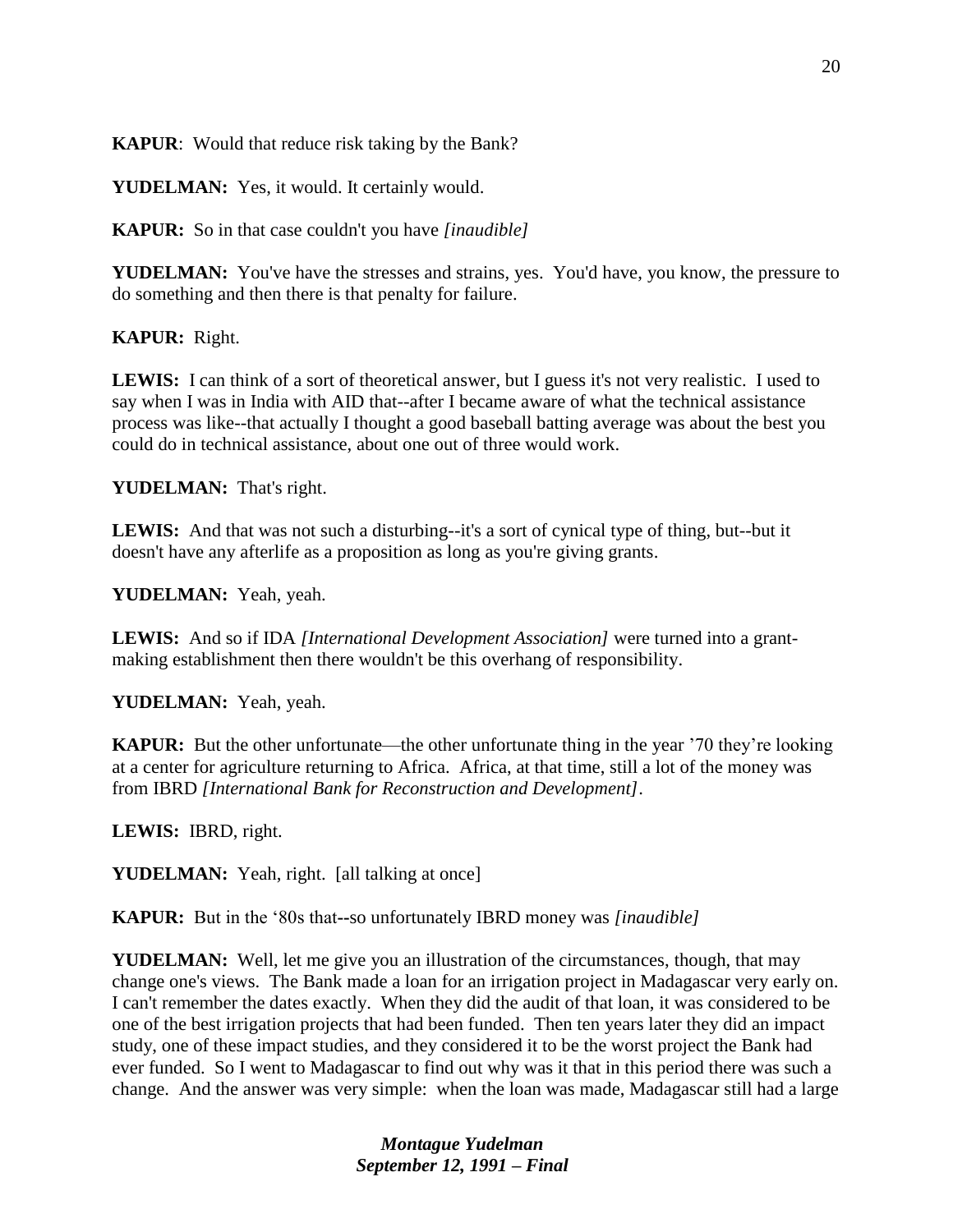**KAPUR**: Would that reduce risk taking by the Bank?

**YUDELMAN:** Yes, it would. It certainly would.

**KAPUR:** So in that case couldn't you have *[inaudible]*

**YUDELMAN:** You've have the stresses and strains, yes. You'd have, you know, the pressure to do something and then there is that penalty for failure.

**KAPUR:** Right.

**LEWIS:** I can think of a sort of theoretical answer, but I guess it's not very realistic. I used to say when I was in India with AID that--after I became aware of what the technical assistance process was like--that actually I thought a good baseball batting average was about the best you could do in technical assistance, about one out of three would work.

**YUDELMAN:** That's right.

**LEWIS:** And that was not such a disturbing--it's a sort of cynical type of thing, but--but it doesn't have any afterlife as a proposition as long as you're giving grants.

**YUDELMAN:** Yeah, yeah.

**LEWIS:** And so if IDA *[International Development Association]* were turned into a grant-making establishment then there wouldn't be this overhang of responsibility.

**YUDELMAN:** Yeah, yeah.

**KAPUR:** But the other unfortunate—the other unfortunate thing in the year '70 they're looking at a center for agriculture returning to Africa. Africa, at that time, still a lot of the money was from IBRD *[International Bank for Reconstruction and Development]*.

**LEWIS:** IBRD, right.

**YUDELMAN:** Yeah, right. [all talking at once]

**KAPUR:** But in the '80s that--so unfortunately IBRD money was *[inaudible]*

**YUDELMAN:** Well, let me give you an illustration of the circumstances, though, that may change one's views. The Bank made a loan for an irrigation project in Madagascar very early on. I can't remember the dates exactly. When they did the audit of that loan, it was considered to be one of the best irrigation projects that had been funded. Then ten years later they did an impact study, one of these impact studies, and they considered it to be the worst project the Bank had ever funded. So I went to Madagascar to find out why was it that in this period there was such a change. And the answer was very simple: when the loan was made, Madagascar still had a large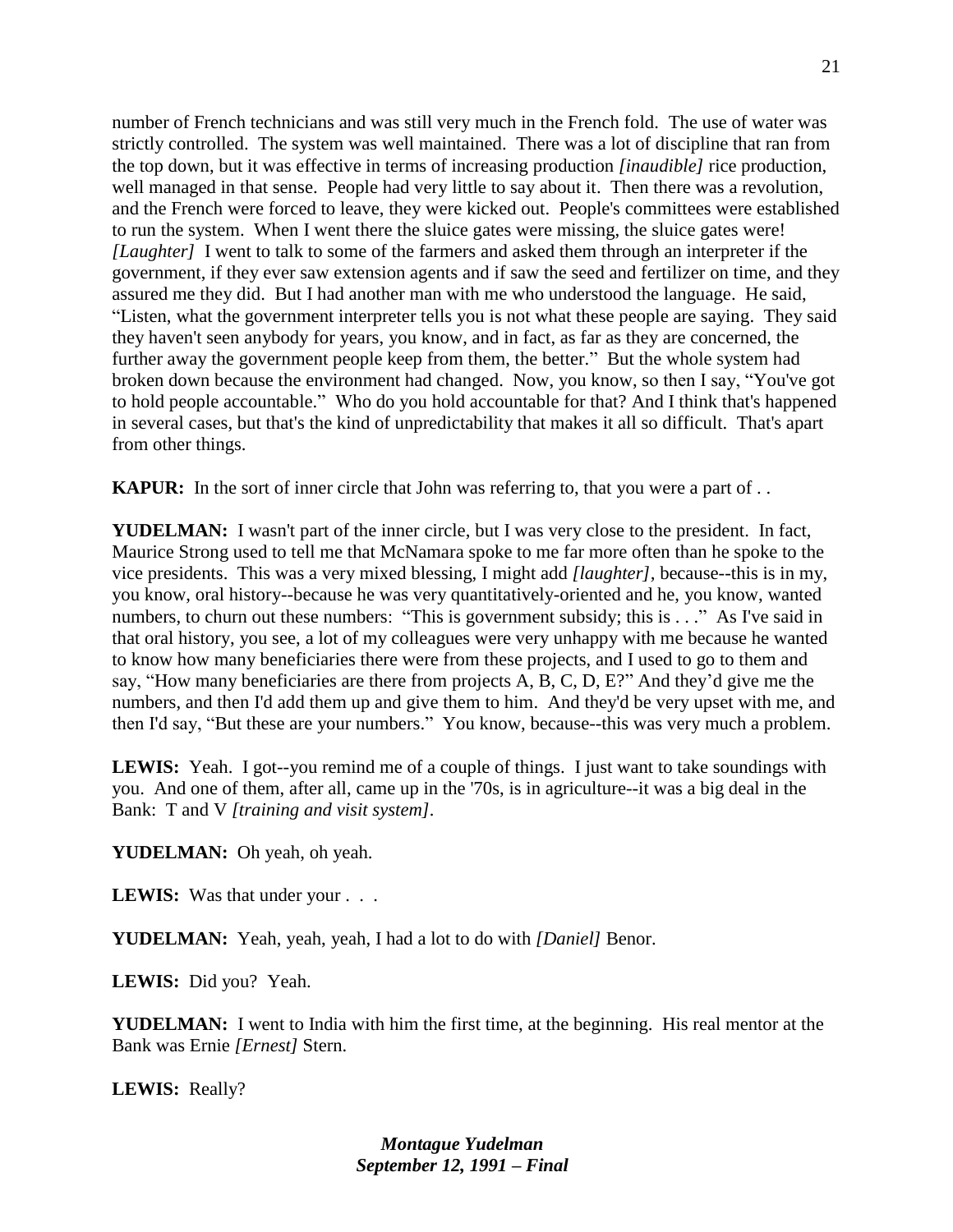number of French technicians and was still very much in the French fold. The use of water was strictly controlled. The system was well maintained. There was a lot of discipline that ran from the top down, but it was effective in terms of increasing production *[inaudible]* rice production, well managed in that sense. People had very little to say about it. Then there was a revolution, and the French were forced to leave, they were kicked out. People's committees were established to run the system. When I went there the sluice gates were missing, the sluice gates were! *[Laughter]* I went to talk to some of the farmers and asked them through an interpreter if the government, if they ever saw extension agents and if saw the seed and fertilizer on time, and they assured me they did. But I had another man with me who understood the language. He said, "Listen, what the government interpreter tells you is not what these people are saying. They said they haven't seen anybody for years, you know, and in fact, as far as they are concerned, the further away the government people keep from them, the better." But the whole system had broken down because the environment had changed. Now, you know, so then I say, "You've got to hold people accountable." Who do you hold accountable for that? And I think that's happened in several cases, but that's the kind of unpredictability that makes it all so difficult. That's apart from other things.

**KAPUR:** In the sort of inner circle that John was referring to, that you were a part of . .

**YUDELMAN:** I wasn't part of the inner circle, but I was very close to the president. In fact, Maurice Strong used to tell me that McNamara spoke to me far more often than he spoke to the vice presidents. This was a very mixed blessing, I might add *[laughter]*, because--this is in my, you know, oral history--because he was very quantitatively-oriented and he, you know, wanted numbers, to churn out these numbers: "This is government subsidy; this is . . ." As I've said in that oral history, you see, a lot of my colleagues were very unhappy with me because he wanted to know how many beneficiaries there were from these projects, and I used to go to them and say, "How many beneficiaries are there from projects A, B, C, D, E?" And they'd give me the numbers, and then I'd add them up and give them to him. And they'd be very upset with me, and then I'd say, "But these are your numbers." You know, because--this was very much a problem.

**LEWIS:** Yeah. I got--you remind me of a couple of things. I just want to take soundings with you. And one of them, after all, came up in the '70s, is in agriculture--it was a big deal in the Bank: T and V *[training and visit system]*.

**YUDELMAN:** Oh yeah, oh yeah.

**LEWIS:** Was that under your . . .

**YUDELMAN:** Yeah, yeah, yeah, I had a lot to do with *[Daniel]* Benor.

**LEWIS:** Did you? Yeah.

**YUDELMAN:** I went to India with him the first time, at the beginning. His real mentor at the Bank was Ernie *[Ernest]* Stern.

**LEWIS:** Really?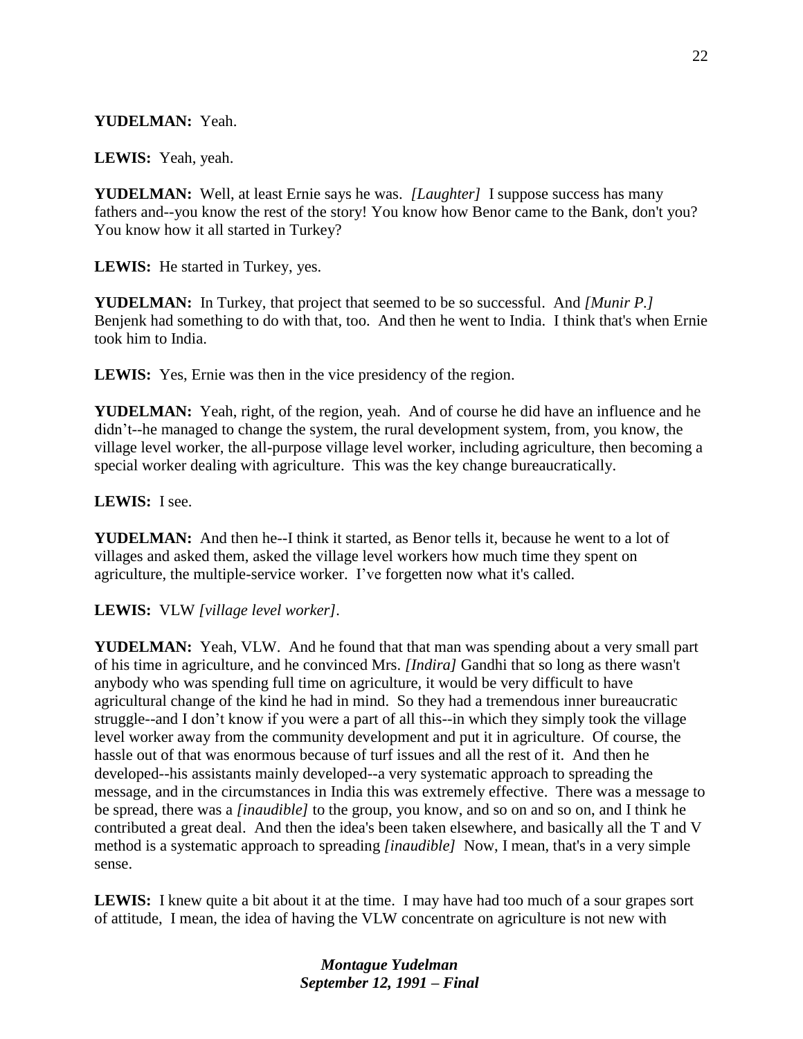**YUDELMAN:** Yeah.

**LEWIS:** Yeah, yeah.

**YUDELMAN:** Well, at least Ernie says he was. *[Laughter]* I suppose success has many fathers and--you know the rest of the story! You know how Benor came to the Bank, don't you? You know how it all started in Turkey?

**LEWIS:** He started in Turkey, yes.

**YUDELMAN:** In Turkey, that project that seemed to be so successful. And *[Munir P.]* Benjenk had something to do with that, too. And then he went to India. I think that's when Ernie took him to India.

**LEWIS:** Yes, Ernie was then in the vice presidency of the region.

**YUDELMAN:** Yeah, right, of the region, yeah. And of course he did have an influence and he didn't--he managed to change the system, the rural development system, from, you know, the village level worker, the all-purpose village level worker, including agriculture, then becoming a special worker dealing with agriculture. This was the key change bureaucratically.

**LEWIS:** I see.

**YUDELMAN:** And then he--I think it started, as Benor tells it, because he went to a lot of villages and asked them, asked the village level workers how much time they spent on agriculture, the multiple-service worker. I've forgetten now what it's called.

**LEWIS:** VLW *[village level worker]*.

**YUDELMAN:** Yeah, VLW. And he found that that man was spending about a very small part of his time in agriculture, and he convinced Mrs. *[Indira]* Gandhi that so long as there wasn't anybody who was spending full time on agriculture, it would be very difficult to have agricultural change of the kind he had in mind. So they had a tremendous inner bureaucratic struggle--and I don't know if you were a part of all this--in which they simply took the village level worker away from the community development and put it in agriculture. Of course, the hassle out of that was enormous because of turf issues and all the rest of it. And then he developed--his assistants mainly developed--a very systematic approach to spreading the message, and in the circumstances in India this was extremely effective. There was a message to be spread, there was a *[inaudible]* to the group, you know, and so on and so on, and I think he contributed a great deal. And then the idea's been taken elsewhere, and basically all the T and V method is a systematic approach to spreading *[inaudible]* Now, I mean, that's in a very simple sense.

**LEWIS:** I knew quite a bit about it at the time. I may have had too much of a sour grapes sort of attitude, I mean, the idea of having the VLW concentrate on agriculture is not new with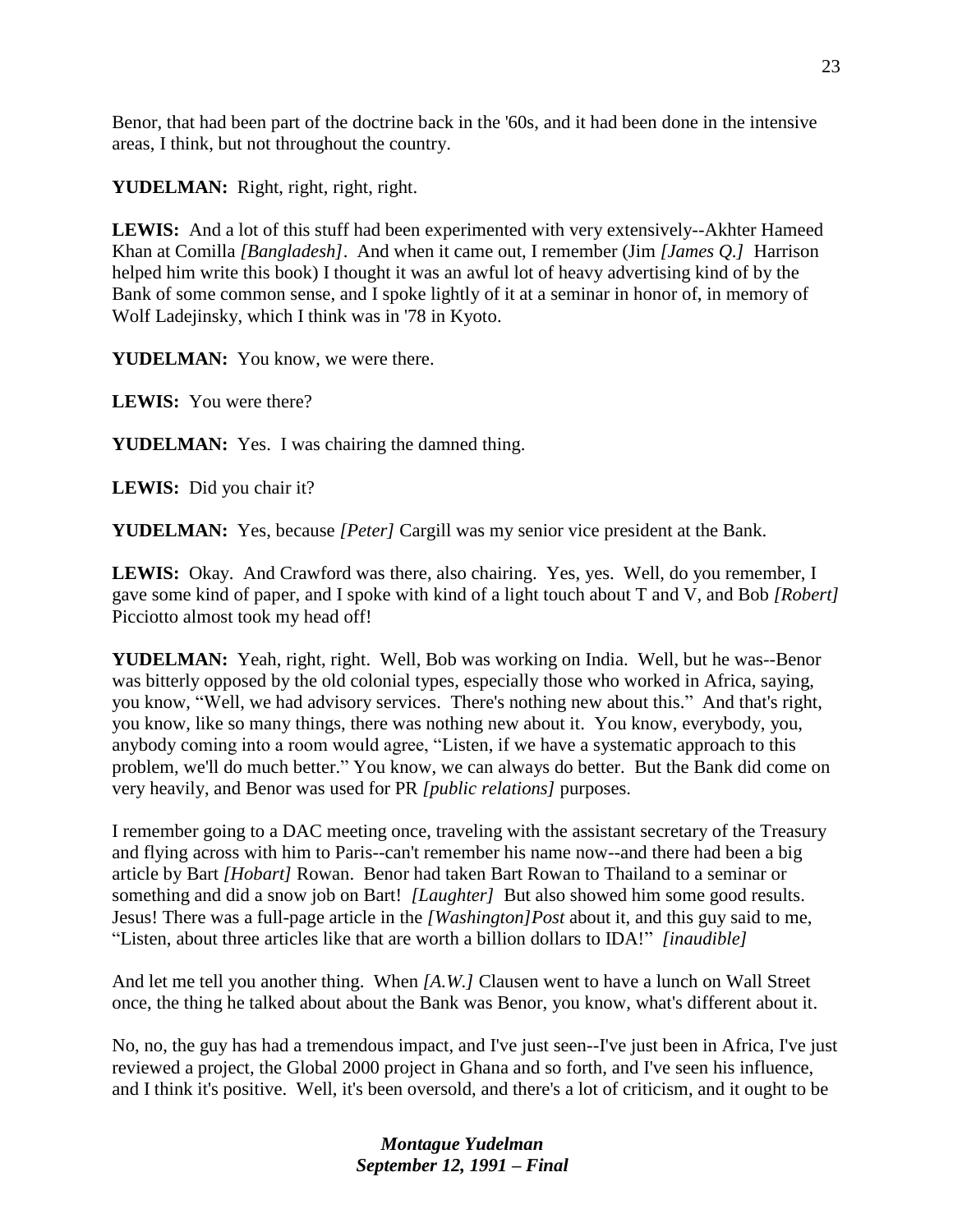Benor, that had been part of the doctrine back in the '60s, and it had been done in the intensive areas, I think, but not throughout the country.

**YUDELMAN:** Right, right, right, right.

**LEWIS:** And a lot of this stuff had been experimented with very extensively--Akhter Hameed Khan at Comilla *[Bangladesh]*. And when it came out, I remember (Jim *[James Q.]* Harrison helped him write this book) I thought it was an awful lot of heavy advertising kind of by the Bank of some common sense, and I spoke lightly of it at a seminar in honor of, in memory of Wolf Ladejinsky, which I think was in '78 in Kyoto.

**YUDELMAN:** You know, we were there.

**LEWIS:** You were there?

**YUDELMAN:** Yes. I was chairing the damned thing.

**LEWIS:** Did you chair it?

**YUDELMAN:** Yes, because *[Peter]* Cargill was my senior vice president at the Bank.

**LEWIS:** Okay. And Crawford was there, also chairing. Yes, yes. Well, do you remember, I gave some kind of paper, and I spoke with kind of a light touch about T and V, and Bob *[Robert]* Picciotto almost took my head off!

**YUDELMAN:** Yeah, right, right. Well, Bob was working on India. Well, but he was--Benor was bitterly opposed by the old colonial types, especially those who worked in Africa, saying, you know, "Well, we had advisory services. There's nothing new about this." And that's right, you know, like so many things, there was nothing new about it. You know, everybody, you, anybody coming into a room would agree, "Listen, if we have a systematic approach to this problem, we'll do much better." You know, we can always do better. But the Bank did come on very heavily, and Benor was used for PR *[public relations]* purposes.

I remember going to a DAC meeting once, traveling with the assistant secretary of the Treasury and flying across with him to Paris--can't remember his name now--and there had been a big article by Bart *[Hobart]* Rowan. Benor had taken Bart Rowan to Thailand to a seminar or something and did a snow job on Bart! *[Laughter]* But also showed him some good results. Jesus! There was a full-page article in the *[Washington]Post* about it, and this guy said to me, "Listen, about three articles like that are worth a billion dollars to IDA!" *[inaudible]*

And let me tell you another thing. When *[A.W.]* Clausen went to have a lunch on Wall Street once, the thing he talked about about the Bank was Benor, you know, what's different about it.

No, no, the guy has had a tremendous impact, and I've just seen--I've just been in Africa, I've just reviewed a project, the Global 2000 project in Ghana and so forth, and I've seen his influence, and I think it's positive. Well, it's been oversold, and there's a lot of criticism, and it ought to be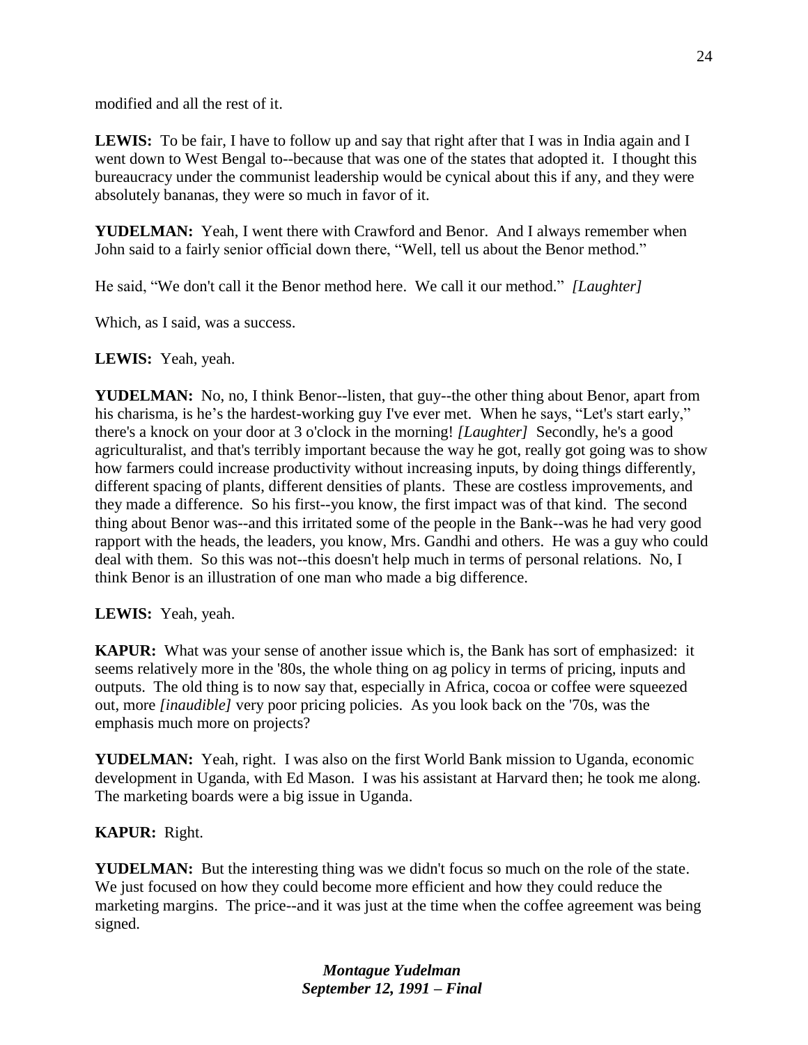modified and all the rest of it.

**LEWIS:** To be fair, I have to follow up and say that right after that I was in India again and I went down to West Bengal to--because that was one of the states that adopted it. I thought this bureaucracy under the communist leadership would be cynical about this if any, and they were absolutely bananas, they were so much in favor of it.

**YUDELMAN:** Yeah, I went there with Crawford and Benor. And I always remember when John said to a fairly senior official down there, "Well, tell us about the Benor method."

He said, "We don't call it the Benor method here. We call it our method." *[Laughter]*

Which, as I said, was a success.

**LEWIS:** Yeah, yeah.

**YUDELMAN:** No, no, I think Benor--listen, that guy--the other thing about Benor, apart from his charisma, is he's the hardest-working guy I've ever met. When he says, "Let's start early," there's a knock on your door at 3 o'clock in the morning! *[Laughter]* Secondly, he's a good agriculturalist, and that's terribly important because the way he got, really got going was to show how farmers could increase productivity without increasing inputs, by doing things differently, different spacing of plants, different densities of plants. These are costless improvements, and they made a difference. So his first--you know, the first impact was of that kind. The second thing about Benor was--and this irritated some of the people in the Bank--was he had very good rapport with the heads, the leaders, you know, Mrs. Gandhi and others. He was a guy who could deal with them. So this was not--this doesn't help much in terms of personal relations. No, I think Benor is an illustration of one man who made a big difference.

**LEWIS:** Yeah, yeah.

**KAPUR:** What was your sense of another issue which is, the Bank has sort of emphasized: it seems relatively more in the '80s, the whole thing on ag policy in terms of pricing, inputs and outputs. The old thing is to now say that, especially in Africa, cocoa or coffee were squeezed out, more *[inaudible]* very poor pricing policies. As you look back on the '70s, was the emphasis much more on projects?

**YUDELMAN:** Yeah, right. I was also on the first World Bank mission to Uganda, economic development in Uganda, with Ed Mason. I was his assistant at Harvard then; he took me along. The marketing boards were a big issue in Uganda.

**KAPUR:** Right.

**YUDELMAN:** But the interesting thing was we didn't focus so much on the role of the state. We just focused on how they could become more efficient and how they could reduce the marketing margins. The price--and it was just at the time when the coffee agreement was being signed.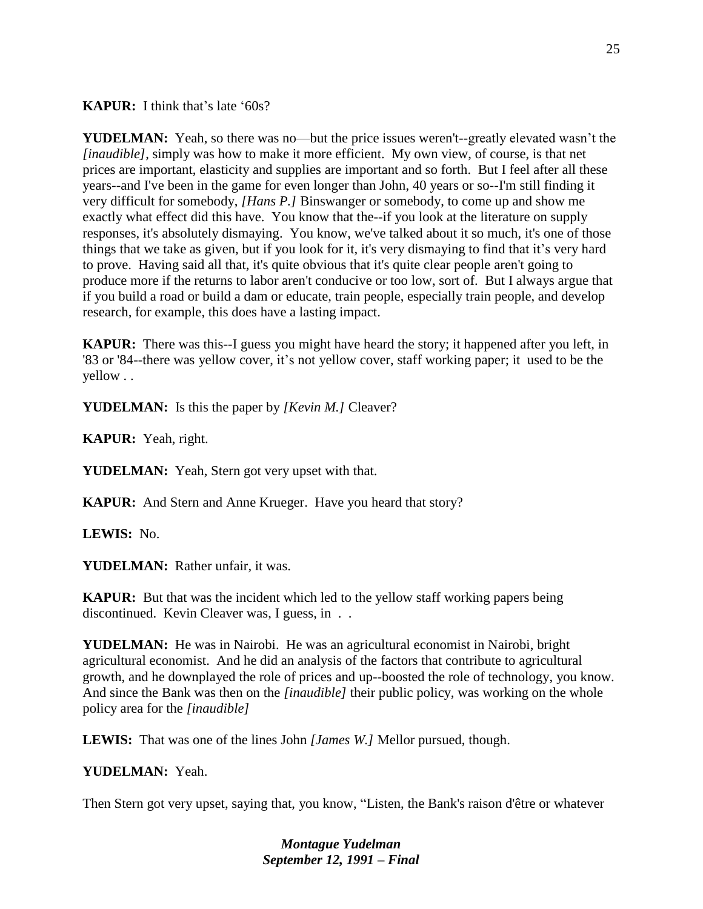**KAPUR:** I think that's late '60s?

**YUDELMAN:** Yeah, so there was no—but the price issues weren't--greatly elevated wasn't the *[inaudible]*, simply was how to make it more efficient. My own view, of course, is that net prices are important, elasticity and supplies are important and so forth. But I feel after all these years--and I've been in the game for even longer than John, 40 years or so--I'm still finding it very difficult for somebody, *[Hans P.]* Binswanger or somebody, to come up and show me exactly what effect did this have. You know that the--if you look at the literature on supply responses, it's absolutely dismaying. You know, we've talked about it so much, it's one of those things that we take as given, but if you look for it, it's very dismaying to find that it's very hard to prove. Having said all that, it's quite obvious that it's quite clear people aren't going to produce more if the returns to labor aren't conducive or too low, sort of. But I always argue that if you build a road or build a dam or educate, train people, especially train people, and develop research, for example, this does have a lasting impact.

**KAPUR:** There was this--I guess you might have heard the story; it happened after you left, in '83 or '84--there was yellow cover, it's not yellow cover, staff working paper; it used to be the yellow . .

**YUDELMAN:** Is this the paper by *[Kevin M.]* Cleaver?

**KAPUR:** Yeah, right.

**YUDELMAN:** Yeah, Stern got very upset with that.

**KAPUR:** And Stern and Anne Krueger. Have you heard that story?

**LEWIS:** No.

**YUDELMAN:** Rather unfair, it was.

**KAPUR:** But that was the incident which led to the yellow staff working papers being discontinued. Kevin Cleaver was, I guess, in . .

**YUDELMAN:** He was in Nairobi. He was an agricultural economist in Nairobi, bright agricultural economist. And he did an analysis of the factors that contribute to agricultural growth, and he downplayed the role of prices and up--boosted the role of technology, you know. And since the Bank was then on the *[inaudible]* their public policy, was working on the whole policy area for the *[inaudible]*

**LEWIS:** That was one of the lines John *[James W.]* Mellor pursued, though.

**YUDELMAN:** Yeah.

Then Stern got very upset, saying that, you know, "Listen, the Bank's raison d'être or whatever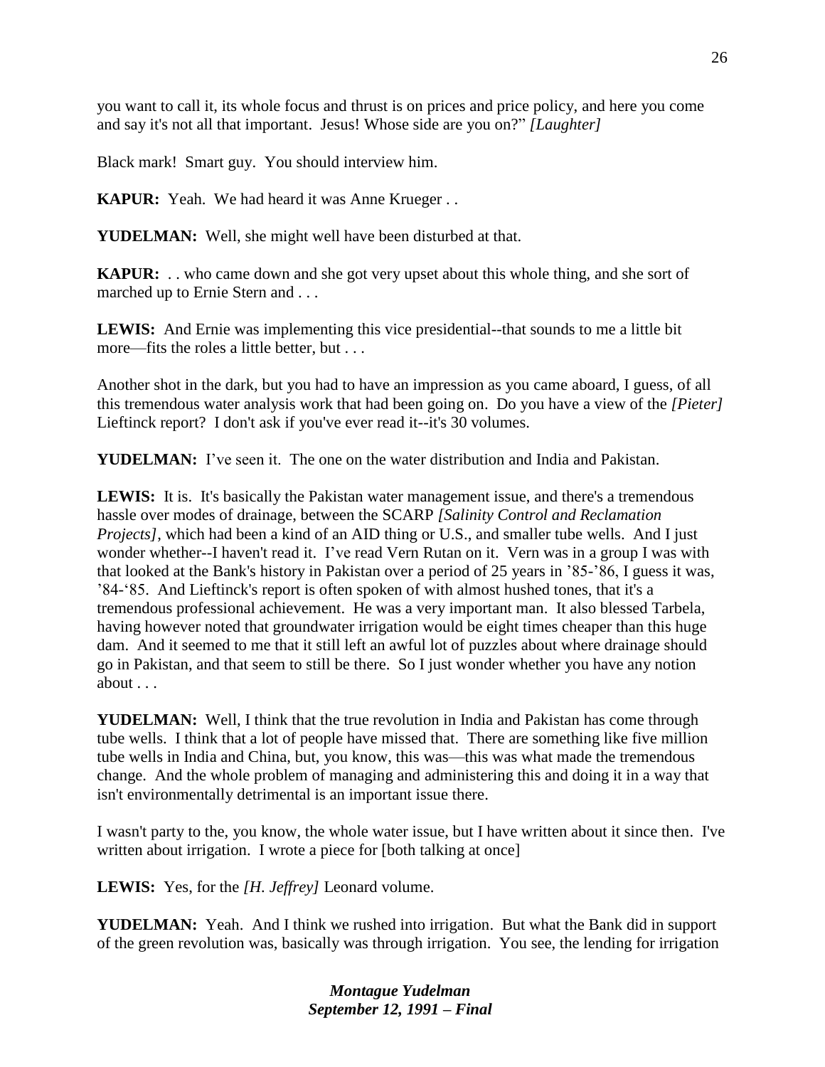you want to call it, its whole focus and thrust is on prices and price policy, and here you come and say it's not all that important. Jesus! Whose side are you on?" *[Laughter]*

Black mark! Smart guy. You should interview him.

**KAPUR:** Yeah. We had heard it was Anne Krueger . .

**YUDELMAN:** Well, she might well have been disturbed at that.

**KAPUR:** . . who came down and she got very upset about this whole thing, and she sort of marched up to Ernie Stern and . . .

**LEWIS:** And Ernie was implementing this vice presidential--that sounds to me a little bit more—fits the roles a little better, but . . .

Another shot in the dark, but you had to have an impression as you came aboard, I guess, of all this tremendous water analysis work that had been going on. Do you have a view of the *[Pieter]* Lieftinck report? I don't ask if you've ever read it--it's 30 volumes.

**YUDELMAN:** I've seen it. The one on the water distribution and India and Pakistan.

**LEWIS:** It is. It's basically the Pakistan water management issue, and there's a tremendous hassle over modes of drainage, between the SCARP *[Salinity Control and Reclamation Projects]*, which had been a kind of an AID thing or U.S., and smaller tube wells. And I just wonder whether--I haven't read it. I've read Vern Rutan on it. Vern was in a group I was with that looked at the Bank's history in Pakistan over a period of 25 years in '85-'86, I guess it was, '84-'85. And Lieftinck's report is often spoken of with almost hushed tones, that it's a tremendous professional achievement. He was a very important man. It also blessed Tarbela, having however noted that groundwater irrigation would be eight times cheaper than this huge dam. And it seemed to me that it still left an awful lot of puzzles about where drainage should go in Pakistan, and that seem to still be there. So I just wonder whether you have any notion about . . .

**YUDELMAN:** Well, I think that the true revolution in India and Pakistan has come through tube wells. I think that a lot of people have missed that. There are something like five million tube wells in India and China, but, you know, this was—this was what made the tremendous change. And the whole problem of managing and administering this and doing it in a way that isn't environmentally detrimental is an important issue there.

I wasn't party to the, you know, the whole water issue, but I have written about it since then. I've written about irrigation. I wrote a piece for [both talking at once]

**LEWIS:** Yes, for the *[H. Jeffrey]* Leonard volume.

**YUDELMAN:** Yeah. And I think we rushed into irrigation. But what the Bank did in support of the green revolution was, basically was through irrigation. You see, the lending for irrigation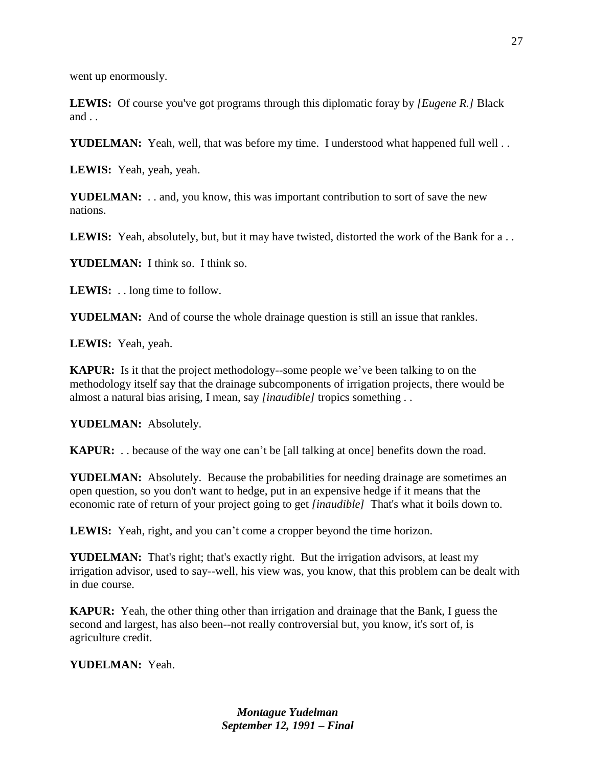went up enormously.

**LEWIS:** Of course you've got programs through this diplomatic foray by *[Eugene R.]* Black and . .

**YUDELMAN:** Yeah, well, that was before my time. I understood what happened full well . .

**LEWIS:** Yeah, yeah, yeah.

**YUDELMAN:** . . and, you know, this was important contribution to sort of save the new nations.

**LEWIS:** Yeah, absolutely, but, but it may have twisted, distorted the work of the Bank for a . .

**YUDELMAN:** I think so. I think so.

**LEWIS:** . . long time to follow.

**YUDELMAN:** And of course the whole drainage question is still an issue that rankles.

**LEWIS:** Yeah, yeah.

**KAPUR:** Is it that the project methodology--some people we've been talking to on the methodology itself say that the drainage subcomponents of irrigation projects, there would be almost a natural bias arising, I mean, say *[inaudible]* tropics something . .

**YUDELMAN:** Absolutely.

**KAPUR:** . . because of the way one can't be [all talking at once] benefits down the road.

**YUDELMAN:** Absolutely. Because the probabilities for needing drainage are sometimes an open question, so you don't want to hedge, put in an expensive hedge if it means that the economic rate of return of your project going to get *[inaudible]* That's what it boils down to.

**LEWIS:** Yeah, right, and you can't come a cropper beyond the time horizon.

**YUDELMAN:** That's right; that's exactly right. But the irrigation advisors, at least my irrigation advisor, used to say--well, his view was, you know, that this problem can be dealt with in due course.

**KAPUR:** Yeah, the other thing other than irrigation and drainage that the Bank, I guess the second and largest, has also been--not really controversial but, you know, it's sort of, is agriculture credit.

**YUDELMAN:** Yeah.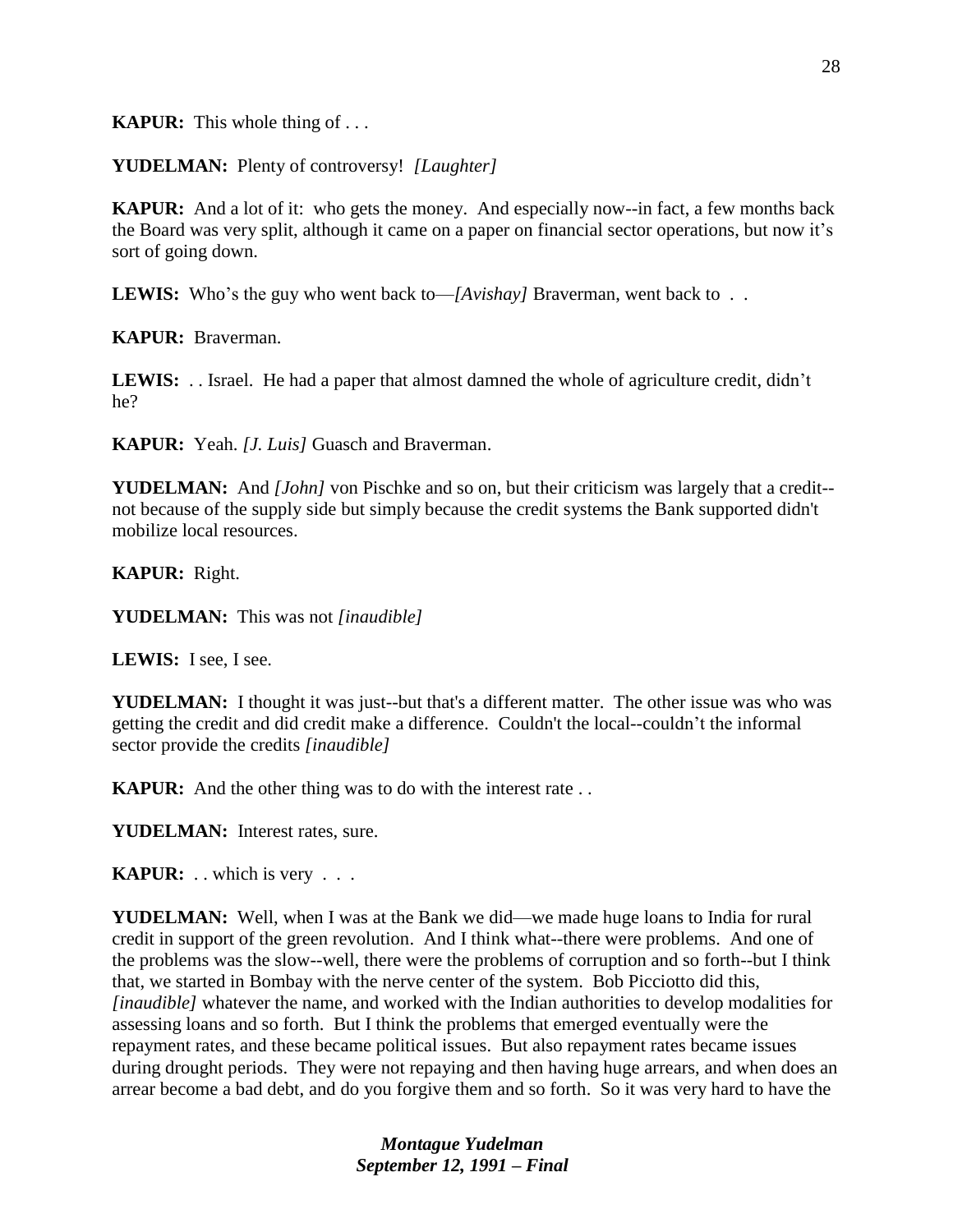**KAPUR:** This whole thing of . . .

**YUDELMAN:** Plenty of controversy! *[Laughter]*

**KAPUR:** And a lot of it: who gets the money. And especially now--in fact, a few months back the Board was very split, although it came on a paper on financial sector operations, but now it's sort of going down.

**LEWIS:** Who's the guy who went back to—*[Avishay]* Braverman, went back to . .

**KAPUR:** Braverman.

**LEWIS:** . . Israel. He had a paper that almost damned the whole of agriculture credit, didn't he?

**KAPUR:** Yeah. *[J. Luis]* Guasch and Braverman.

**YUDELMAN:** And *[John]* von Pischke and so on, but their criticism was largely that a credit--not because of the supply side but simply because the credit systems the Bank supported didn't mobilize local resources.

**KAPUR:** Right.

**YUDELMAN:** This was not *[inaudible]*

**LEWIS:** I see, I see.

**YUDELMAN:** I thought it was just--but that's a different matter. The other issue was who was getting the credit and did credit make a difference. Couldn't the local--couldn't the informal sector provide the credits *[inaudible]*

**KAPUR:** And the other thing was to do with the interest rate . .

**YUDELMAN:** Interest rates, sure.

**KAPUR:** . . which is very . . .

**YUDELMAN:** Well, when I was at the Bank we did—we made huge loans to India for rural credit in support of the green revolution. And I think what--there were problems. And one of the problems was the slow--well, there were the problems of corruption and so forth--but I think that, we started in Bombay with the nerve center of the system. Bob Picciotto did this, *[inaudible]* whatever the name, and worked with the Indian authorities to develop modalities for assessing loans and so forth. But I think the problems that emerged eventually were the repayment rates, and these became political issues. But also repayment rates became issues during drought periods. They were not repaying and then having huge arrears, and when does an arrear become a bad debt, and do you forgive them and so forth. So it was very hard to have the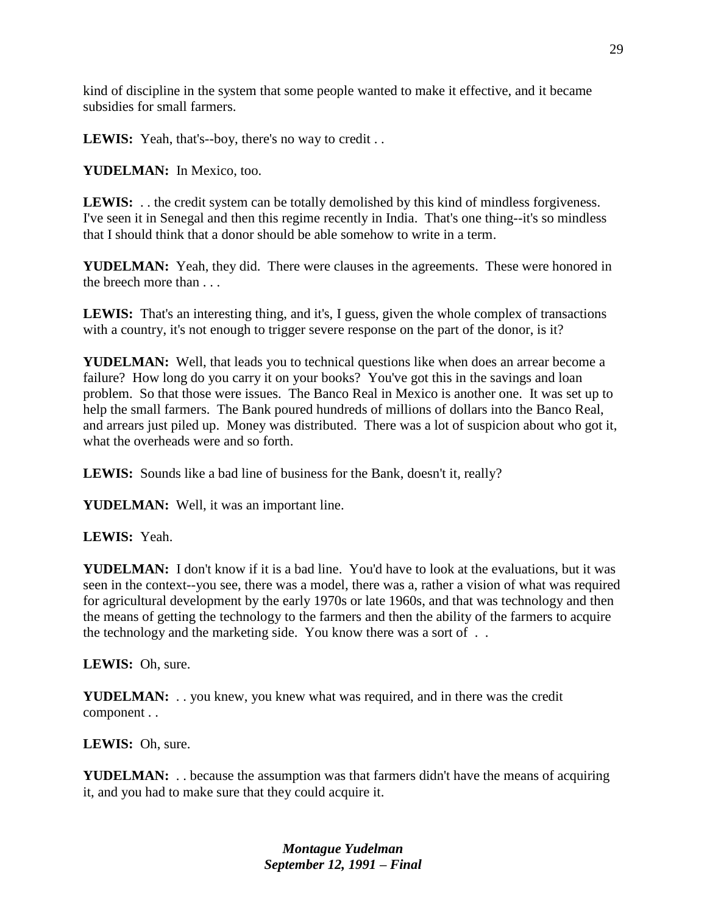kind of discipline in the system that some people wanted to make it effective, and it became subsidies for small farmers.

**LEWIS:** Yeah, that's--boy, there's no way to credit . .

**YUDELMAN:** In Mexico, too.

**LEWIS:** . . the credit system can be totally demolished by this kind of mindless forgiveness. I've seen it in Senegal and then this regime recently in India. That's one thing--it's so mindless that I should think that a donor should be able somehow to write in a term.

**YUDELMAN:** Yeah, they did. There were clauses in the agreements. These were honored in the breech more than . . .

**LEWIS:** That's an interesting thing, and it's, I guess, given the whole complex of transactions with a country, it's not enough to trigger severe response on the part of the donor, is it?

**YUDELMAN:** Well, that leads you to technical questions like when does an arrear become a failure? How long do you carry it on your books? You've got this in the savings and loan problem. So that those were issues. The Banco Real in Mexico is another one. It was set up to help the small farmers. The Bank poured hundreds of millions of dollars into the Banco Real, and arrears just piled up. Money was distributed. There was a lot of suspicion about who got it, what the overheads were and so forth.

**LEWIS:** Sounds like a bad line of business for the Bank, doesn't it, really?

**YUDELMAN:** Well, it was an important line.

**LEWIS:** Yeah.

**YUDELMAN:** I don't know if it is a bad line. You'd have to look at the evaluations, but it was seen in the context--you see, there was a model, there was a, rather a vision of what was required for agricultural development by the early 1970s or late 1960s, and that was technology and then the means of getting the technology to the farmers and then the ability of the farmers to acquire the technology and the marketing side. You know there was a sort of . .

**LEWIS:** Oh, sure.

**YUDELMAN:** . . you knew, you knew what was required, and in there was the credit component . .

**LEWIS:** Oh, sure.

**YUDELMAN:** . . because the assumption was that farmers didn't have the means of acquiring it, and you had to make sure that they could acquire it.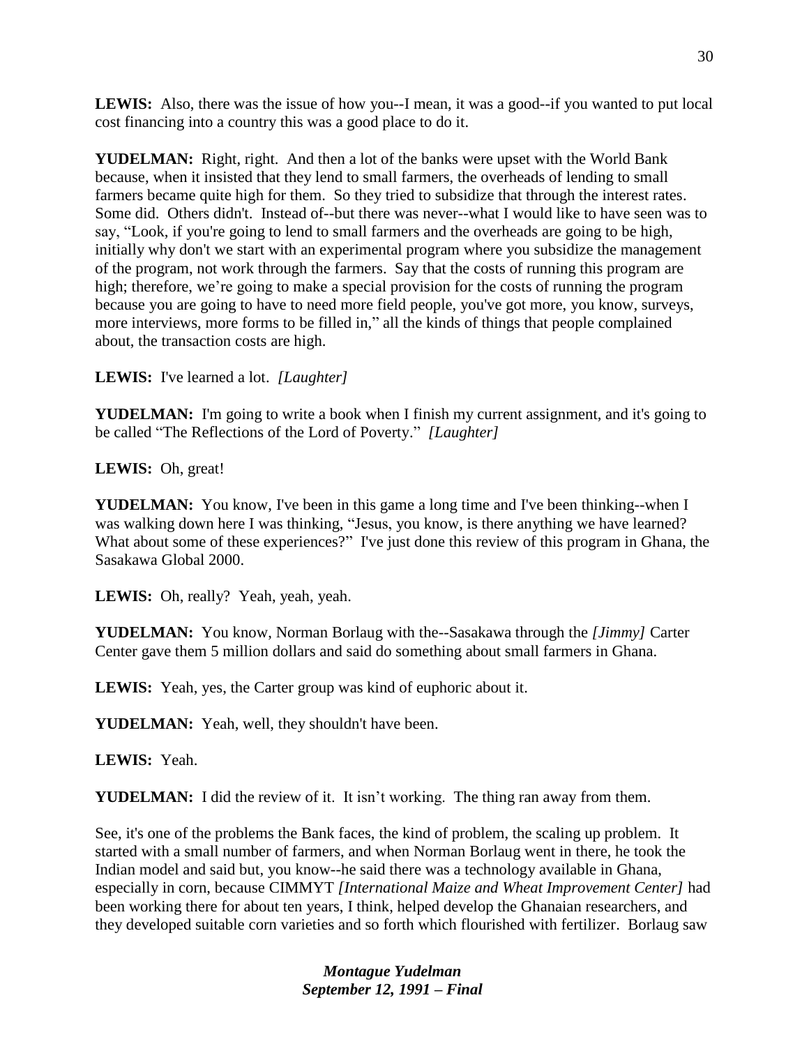**LEWIS:** Also, there was the issue of how you--I mean, it was a good--if you wanted to put local cost financing into a country this was a good place to do it.

**YUDELMAN:** Right, right. And then a lot of the banks were upset with the World Bank because, when it insisted that they lend to small farmers, the overheads of lending to small farmers became quite high for them. So they tried to subsidize that through the interest rates. Some did. Others didn't. Instead of--but there was never--what I would like to have seen was to say, "Look, if you're going to lend to small farmers and the overheads are going to be high, initially why don't we start with an experimental program where you subsidize the management of the program, not work through the farmers. Say that the costs of running this program are high; therefore, we're going to make a special provision for the costs of running the program because you are going to have to need more field people, you've got more, you know, surveys, more interviews, more forms to be filled in," all the kinds of things that people complained about, the transaction costs are high.

**LEWIS:** I've learned a lot. *[Laughter]*

**YUDELMAN:** I'm going to write a book when I finish my current assignment, and it's going to be called "The Reflections of the Lord of Poverty." *[Laughter]*

**LEWIS:** Oh, great!

**YUDELMAN:** You know, I've been in this game a long time and I've been thinking--when I was walking down here I was thinking, "Jesus, you know, is there anything we have learned? What about some of these experiences?" I've just done this review of this program in Ghana, the Sasakawa Global 2000.

**LEWIS:** Oh, really? Yeah, yeah, yeah.

**YUDELMAN:** You know, Norman Borlaug with the--Sasakawa through the *[Jimmy]* Carter Center gave them 5 million dollars and said do something about small farmers in Ghana.

**LEWIS:** Yeah, yes, the Carter group was kind of euphoric about it.

**YUDELMAN:** Yeah, well, they shouldn't have been.

**LEWIS:** Yeah.

**YUDELMAN:** I did the review of it. It isn't working. The thing ran away from them.

See, it's one of the problems the Bank faces, the kind of problem, the scaling up problem. It started with a small number of farmers, and when Norman Borlaug went in there, he took the Indian model and said but, you know--he said there was a technology available in Ghana, especially in corn, because CIMMYT *[International Maize and Wheat Improvement Center]* had been working there for about ten years, I think, helped develop the Ghanaian researchers, and they developed suitable corn varieties and so forth which flourished with fertilizer. Borlaug saw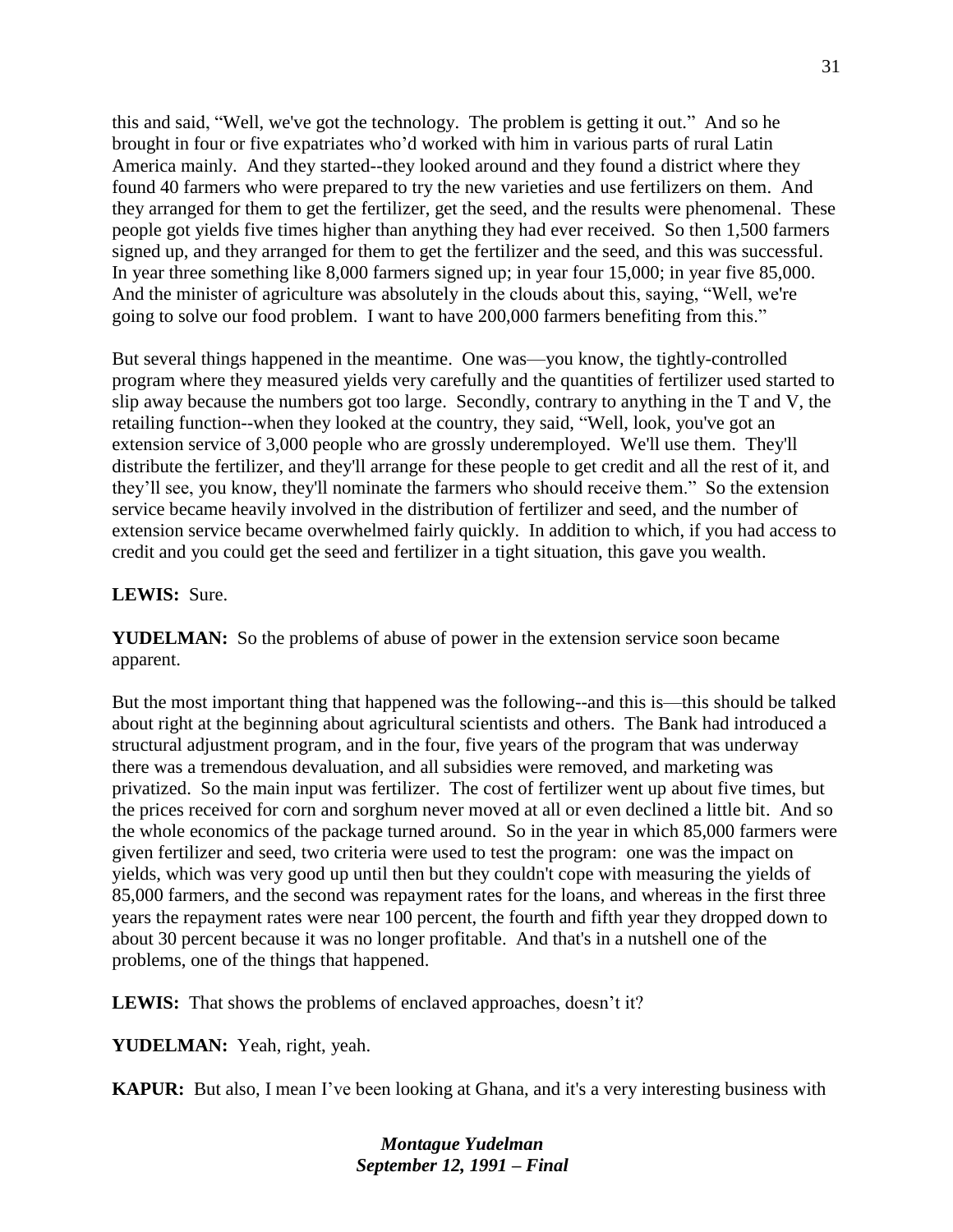this and said, "Well, we've got the technology. The problem is getting it out." And so he brought in four or five expatriates who'd worked with him in various parts of rural Latin America mainly. And they started--they looked around and they found a district where they found 40 farmers who were prepared to try the new varieties and use fertilizers on them. And they arranged for them to get the fertilizer, get the seed, and the results were phenomenal. These people got yields five times higher than anything they had ever received. So then 1,500 farmers signed up, and they arranged for them to get the fertilizer and the seed, and this was successful. In year three something like 8,000 farmers signed up; in year four 15,000; in year five 85,000. And the minister of agriculture was absolutely in the clouds about this, saying, "Well, we're going to solve our food problem. I want to have 200,000 farmers benefiting from this."

But several things happened in the meantime. One was—you know, the tightly-controlled program where they measured yields very carefully and the quantities of fertilizer used started to slip away because the numbers got too large. Secondly, contrary to anything in the T and V, the retailing function--when they looked at the country, they said, "Well, look, you've got an extension service of 3,000 people who are grossly underemployed. We'll use them. They'll distribute the fertilizer, and they'll arrange for these people to get credit and all the rest of it, and they'll see, you know, they'll nominate the farmers who should receive them." So the extension service became heavily involved in the distribution of fertilizer and seed, and the number of extension service became overwhelmed fairly quickly. In addition to which, if you had access to credit and you could get the seed and fertilizer in a tight situation, this gave you wealth.

**LEWIS:** Sure.

**YUDELMAN:** So the problems of abuse of power in the extension service soon became apparent.

But the most important thing that happened was the following--and this is—this should be talked about right at the beginning about agricultural scientists and others. The Bank had introduced a structural adjustment program, and in the four, five years of the program that was underway there was a tremendous devaluation, and all subsidies were removed, and marketing was privatized. So the main input was fertilizer. The cost of fertilizer went up about five times, but the prices received for corn and sorghum never moved at all or even declined a little bit. And so the whole economics of the package turned around. So in the year in which 85,000 farmers were given fertilizer and seed, two criteria were used to test the program: one was the impact on yields, which was very good up until then but they couldn't cope with measuring the yields of 85,000 farmers, and the second was repayment rates for the loans, and whereas in the first three years the repayment rates were near 100 percent, the fourth and fifth year they dropped down to about 30 percent because it was no longer profitable. And that's in a nutshell one of the problems, one of the things that happened.

**LEWIS:** That shows the problems of enclaved approaches, doesn't it?

**YUDELMAN:** Yeah, right, yeah.

**KAPUR:** But also, I mean I've been looking at Ghana, and it's a very interesting business with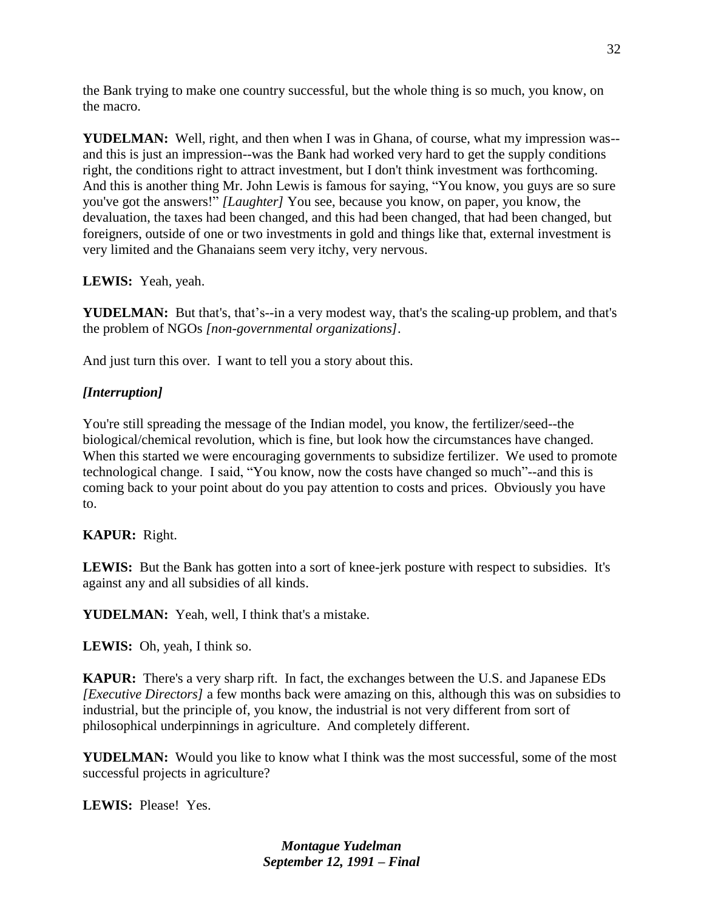the Bank trying to make one country successful, but the whole thing is so much, you know, on the macro.

**YUDELMAN:** Well, right, and then when I was in Ghana, of course, what my impression was--and this is just an impression--was the Bank had worked very hard to get the supply conditions right, the conditions right to attract investment, but I don't think investment was forthcoming. And this is another thing Mr. John Lewis is famous for saying, "You know, you guys are so sure you've got the answers!" *[Laughter]* You see, because you know, on paper, you know, the devaluation, the taxes had been changed, and this had been changed, that had been changed, but foreigners, outside of one or two investments in gold and things like that, external investment is very limited and the Ghanaians seem very itchy, very nervous.

**LEWIS:** Yeah, yeah.

**YUDELMAN:** But that's, that's--in a very modest way, that's the scaling-up problem, and that's the problem of NGOs *[non-governmental organizations]*.

And just turn this over. I want to tell you a story about this.

***[Interruption]***

You're still spreading the message of the Indian model, you know, the fertilizer/seed--the biological/chemical revolution, which is fine, but look how the circumstances have changed. When this started we were encouraging governments to subsidize fertilizer. We used to promote technological change. I said, "You know, now the costs have changed so much"--and this is coming back to your point about do you pay attention to costs and prices. Obviously you have to.

**KAPUR:** Right.

**LEWIS:** But the Bank has gotten into a sort of knee-jerk posture with respect to subsidies. It's against any and all subsidies of all kinds.

**YUDELMAN:** Yeah, well, I think that's a mistake.

**LEWIS:** Oh, yeah, I think so.

**KAPUR:** There's a very sharp rift. In fact, the exchanges between the U.S. and Japanese EDs *[Executive Directors]* a few months back were amazing on this, although this was on subsidies to industrial, but the principle of, you know, the industrial is not very different from sort of philosophical underpinnings in agriculture. And completely different.

**YUDELMAN:** Would you like to know what I think was the most successful, some of the most successful projects in agriculture?

**LEWIS:** Please! Yes.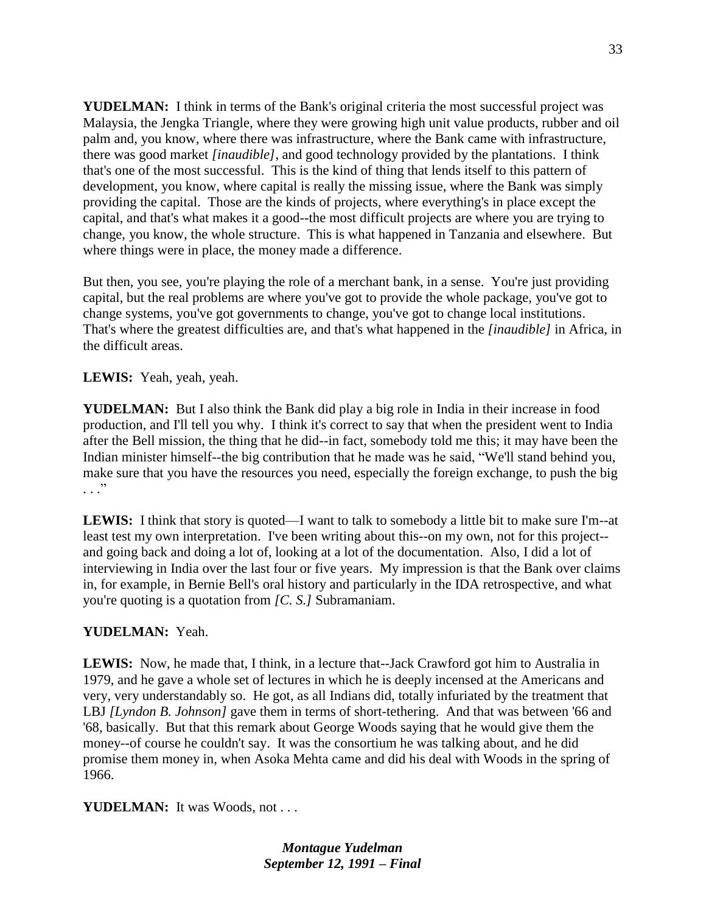**YUDELMAN:** I think in terms of the Bank's original criteria the most successful project was Malaysia, the Jengka Triangle, where they were growing high unit value products, rubber and oil palm and, you know, where there was infrastructure, where the Bank came with infrastructure, there was good market *[inaudible]*, and good technology provided by the plantations. I think that's one of the most successful. This is the kind of thing that lends itself to this pattern of development, you know, where capital is really the missing issue, where the Bank was simply providing the capital. Those are the kinds of projects, where everything's in place except the capital, and that's what makes it a good--the most difficult projects are where you are trying to change, you know, the whole structure. This is what happened in Tanzania and elsewhere. But where things were in place, the money made a difference.

But then, you see, you're playing the role of a merchant bank, in a sense. You're just providing capital, but the real problems are where you've got to provide the whole package, you've got to change systems, you've got governments to change, you've got to change local institutions. That's where the greatest difficulties are, and that's what happened in the *[inaudible]* in Africa, in the difficult areas.

**LEWIS:** Yeah, yeah, yeah.

**YUDELMAN:** But I also think the Bank did play a big role in India in their increase in food production, and I'll tell you why. I think it's correct to say that when the president went to India after the Bell mission, the thing that he did--in fact, somebody told me this; it may have been the Indian minister himself--the big contribution that he made was he said, "We'll stand behind you, make sure that you have the resources you need, especially the foreign exchange, to push the big . . ."

**LEWIS:** I think that story is quoted—I want to talk to somebody a little bit to make sure I'm--at least test my own interpretation. I've been writing about this--on my own, not for this project--and going back and doing a lot of, looking at a lot of the documentation. Also, I did a lot of interviewing in India over the last four or five years. My impression is that the Bank over claims in, for example, in Bernie Bell's oral history and particularly in the IDA retrospective, and what you're quoting is a quotation from *[C. S.]* Subramaniam.

**YUDELMAN:** Yeah.

**LEWIS:** Now, he made that, I think, in a lecture that--Jack Crawford got him to Australia in 1979, and he gave a whole set of lectures in which he is deeply incensed at the Americans and very, very understandably so. He got, as all Indians did, totally infuriated by the treatment that LBJ *[Lyndon B. Johnson]* gave them in terms of short-tethering. And that was between '66 and '68, basically. But that this remark about George Woods saying that he would give them the money--of course he couldn't say. It was the consortium he was talking about, and he did promise them money in, when Asoka Mehta came and did his deal with Woods in the spring of 1966.

**YUDELMAN:** It was Woods, not . . .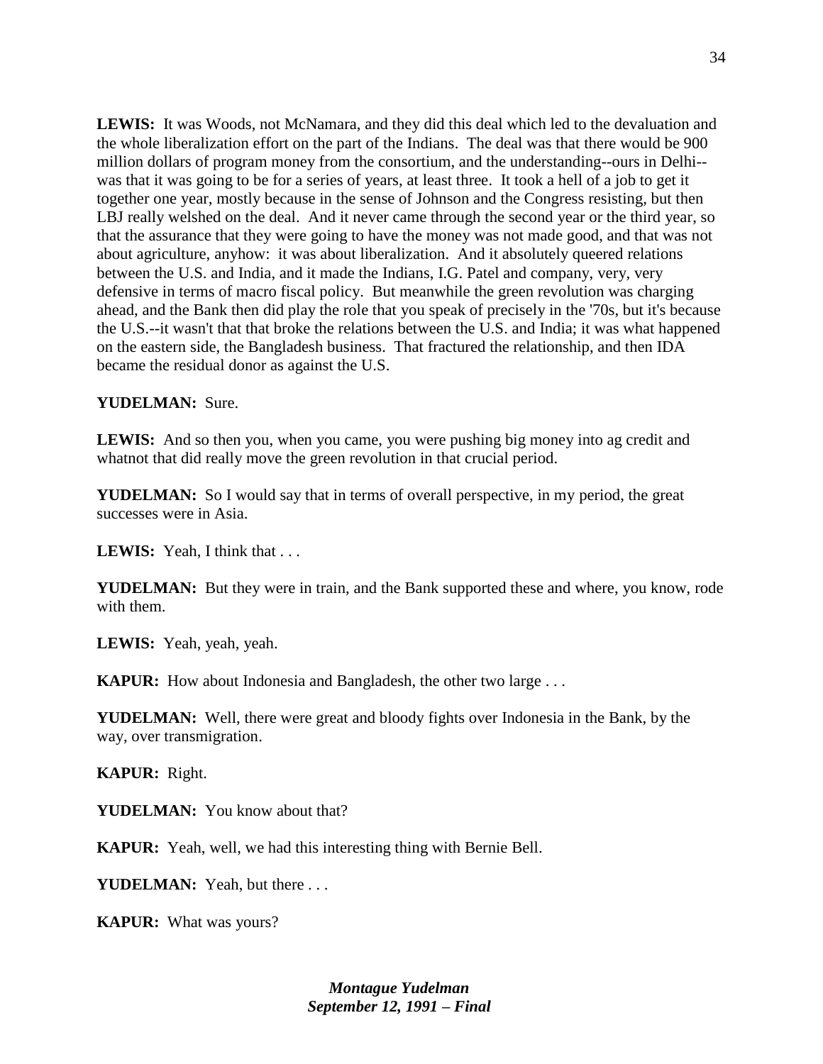**LEWIS:** It was Woods, not McNamara, and they did this deal which led to the devaluation and the whole liberalization effort on the part of the Indians. The deal was that there would be 900 million dollars of program money from the consortium, and the understanding--ours in Delhi--was that it was going to be for a series of years, at least three. It took a hell of a job to get it together one year, mostly because in the sense of Johnson and the Congress resisting, but then LBJ really welshed on the deal. And it never came through the second year or the third year, so that the assurance that they were going to have the money was not made good, and that was not about agriculture, anyhow: it was about liberalization. And it absolutely queered relations between the U.S. and India, and it made the Indians, I.G. Patel and company, very, very defensive in terms of macro fiscal policy. But meanwhile the green revolution was charging ahead, and the Bank then did play the role that you speak of precisely in the '70s, but it's because the U.S.--it wasn't that that broke the relations between the U.S. and India; it was what happened on the eastern side, the Bangladesh business. That fractured the relationship, and then IDA became the residual donor as against the U.S.

**YUDELMAN:** Sure.

**LEWIS:** And so then you, when you came, you were pushing big money into ag credit and whatnot that did really move the green revolution in that crucial period.

**YUDELMAN:** So I would say that in terms of overall perspective, in my period, the great successes were in Asia.

**LEWIS:** Yeah, I think that . . .

**YUDELMAN:** But they were in train, and the Bank supported these and where, you know, rode with them.

**LEWIS:** Yeah, yeah, yeah.

**KAPUR:** How about Indonesia and Bangladesh, the other two large . . .

**YUDELMAN:** Well, there were great and bloody fights over Indonesia in the Bank, by the way, over transmigration.

**KAPUR:** Right.

**YUDELMAN:** You know about that?

**KAPUR:** Yeah, well, we had this interesting thing with Bernie Bell.

**YUDELMAN:** Yeah, but there . . .

**KAPUR:** What was yours?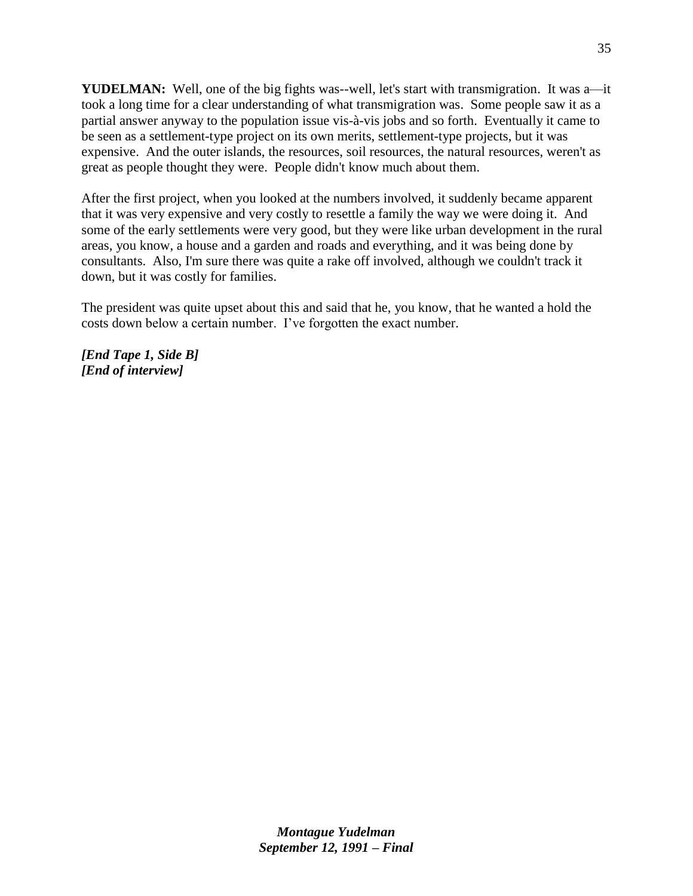**YUDELMAN:** Well, one of the big fights was--well, let's start with transmigration. It was a—it took a long time for a clear understanding of what transmigration was. Some people saw it as a partial answer anyway to the population issue vis-à-vis jobs and so forth. Eventually it came to be seen as a settlement-type project on its own merits, settlement-type projects, but it was expensive. And the outer islands, the resources, soil resources, the natural resources, weren't as great as people thought they were. People didn't know much about them.

After the first project, when you looked at the numbers involved, it suddenly became apparent that it was very expensive and very costly to resettle a family the way we were doing it. And some of the early settlements were very good, but they were like urban development in the rural areas, you know, a house and a garden and roads and everything, and it was being done by consultants. Also, I'm sure there was quite a rake off involved, although we couldn't track it down, but it was costly for families.

The president was quite upset about this and said that he, you know, that he wanted a hold the costs down below a certain number. I've forgotten the exact number.

***[End Tape 1, Side B]***
***[End of interview]***